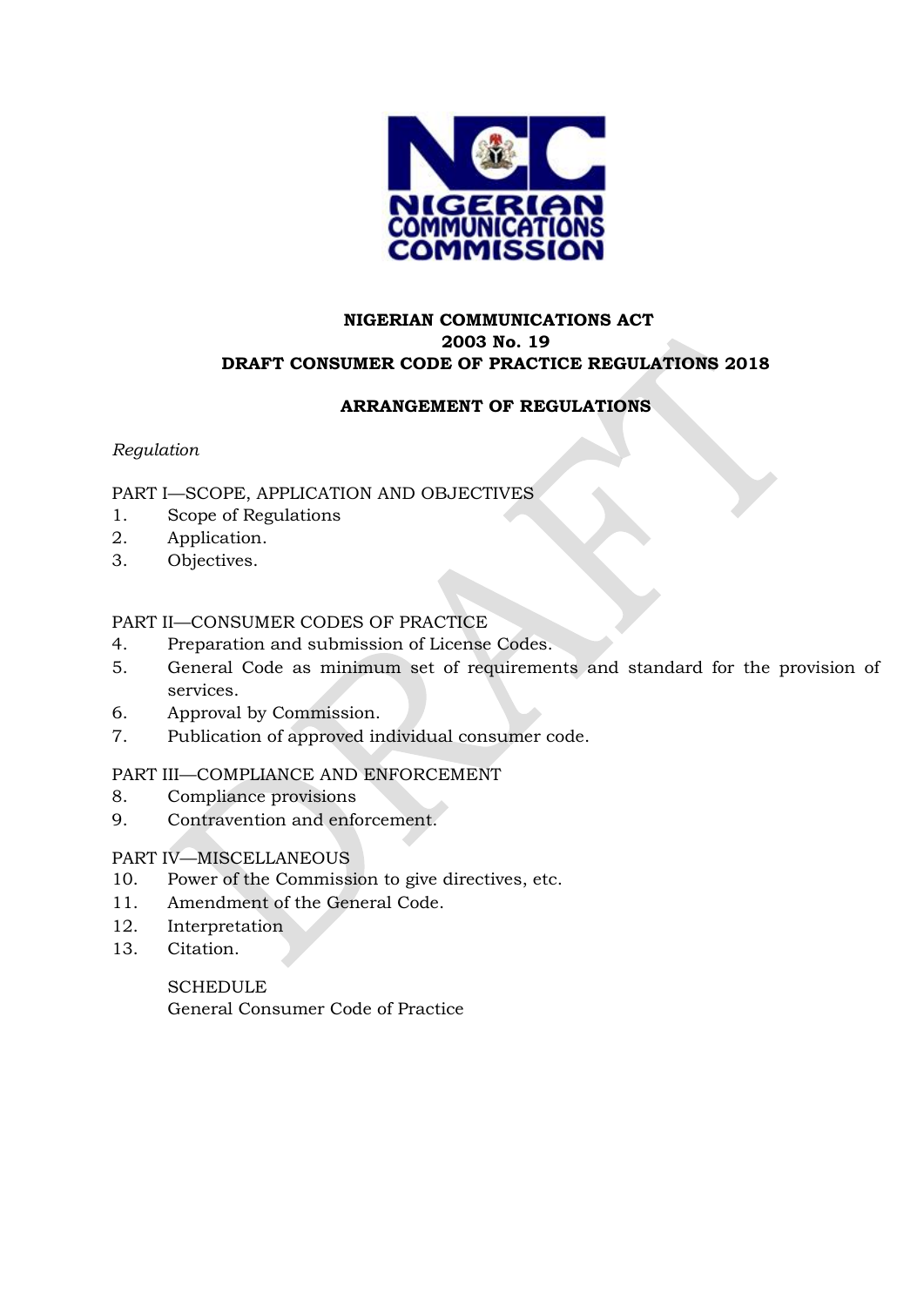**NIGERIAN COMMUNICATIONS ACT**
**2003 No. 19**
**DRAFT CONSUMER CODE OF PRACTICE REGULATIONS 2018**

**ARRANGEMENT OF REGULATIONS**

*Regulation*

PART I—SCOPE, APPLICATION AND OBJECTIVES

1. Scope of Regulations
2. Application.
3. Objectives.

PART II—CONSUMER CODES OF PRACTICE

4. Preparation and submission of License Codes.
5. General Code as minimum set of requirements and standard for the provision of services.
6. Approval by Commission.
7. Publication of approved individual consumer code.

PART III—COMPLIANCE AND ENFORCEMENT

8. Compliance provisions
9. Contravention and enforcement.

PART IV—MISCELLANEOUS

10. Power of the Commission to give directives, etc.
11. Amendment of the General Code.
12. Interpretation
13. Citation.

SCHEDULE
General Consumer Code of Practice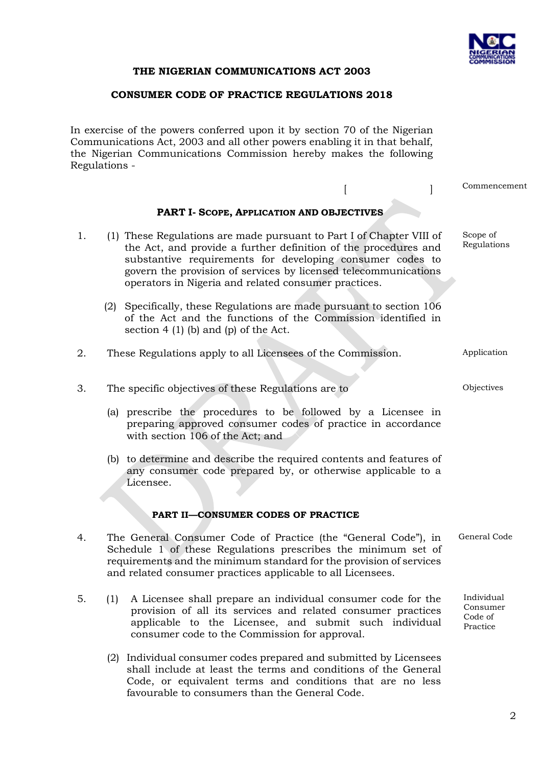# THE NIGERIAN COMMUNICATIONS ACT 2003

## CONSUMER CODE OF PRACTICE REGULATIONS 2018

In exercise of the powers conferred upon it by section 70 of the Nigerian Communications Act, 2003 and all other powers enabling it in that behalf, the Nigerian Communications Commission hereby makes the following Regulations -

[ ] Commencement

### PART I- SCOPE, APPLICATION AND OBJECTIVES

**Scope of Regulations**

1. (1) These Regulations are made pursuant to Part I of Chapter VIII of the Act, and provide a further definition of the procedures and substantive requirements for developing consumer codes to govern the provision of services by licensed telecommunications operators in Nigeria and related consumer practices.

   (2) Specifically, these Regulations are made pursuant to section 106 of the Act and the functions of the Commission identified in section 4 (1) (b) and (p) of the Act.

**Application**

2. These Regulations apply to all Licensees of the Commission.

**Objectives**

3. The specific objectives of these Regulations are to

   (a) prescribe the procedures to be followed by a Licensee in preparing approved consumer codes of practice in accordance with section 106 of the Act; and

   (b) to determine and describe the required contents and features of any consumer code prepared by, or otherwise applicable to a Licensee.

### PART II—CONSUMER CODES OF PRACTICE

**General Code**

4. The General Consumer Code of Practice (the "General Code"), in Schedule 1 of these Regulations prescribes the minimum set of requirements and the minimum standard for the provision of services and related consumer practices applicable to all Licensees.

**Individual Consumer Code of Practice**

5. (1) A Licensee shall prepare an individual consumer code for the provision of all its services and related consumer practices applicable to the Licensee, and submit such individual consumer code to the Commission for approval.

   (2) Individual consumer codes prepared and submitted by Licensees shall include at least the terms and conditions of the General Code, or equivalent terms and conditions that are no less favourable to consumers than the General Code.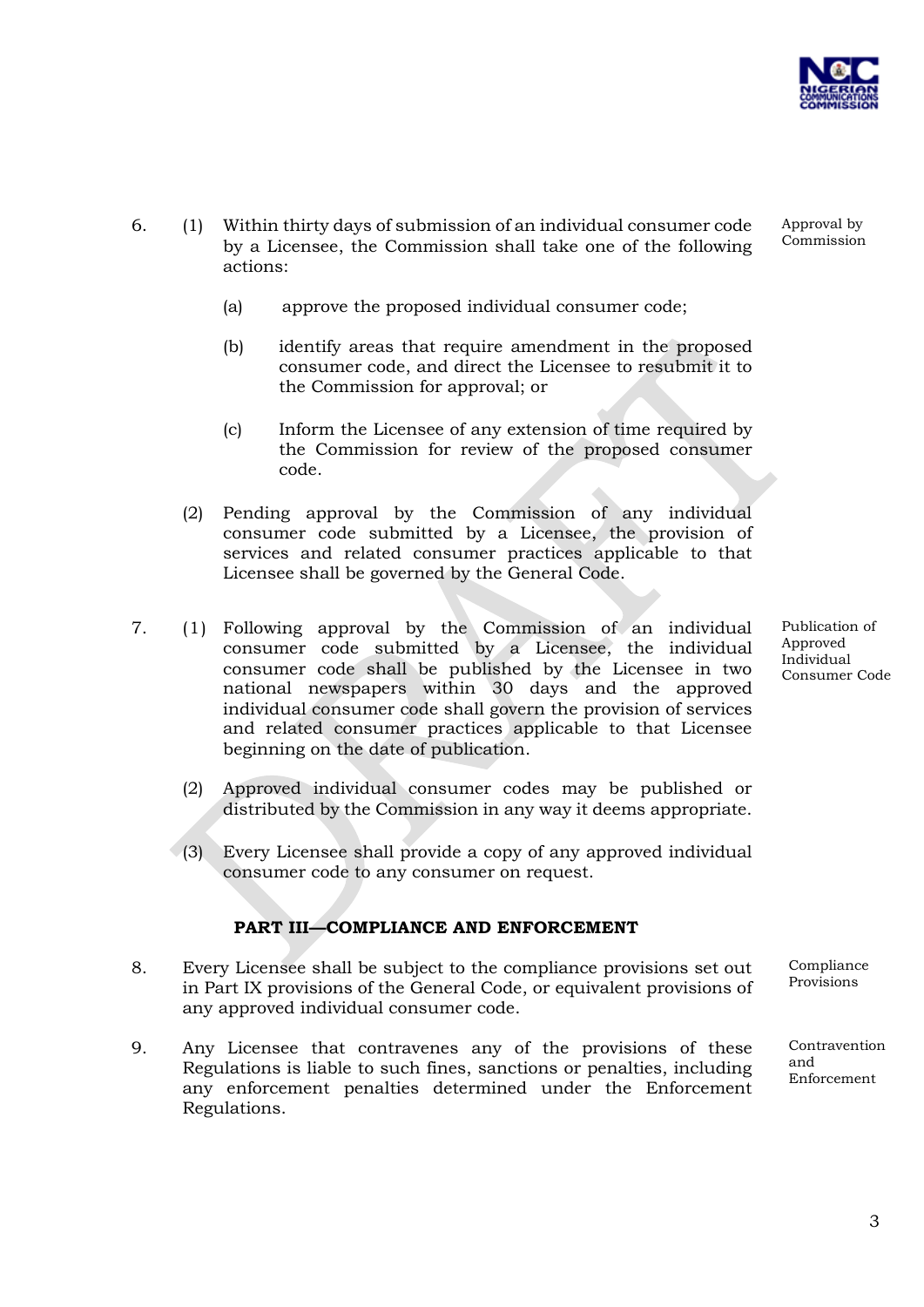6. (1) Within thirty days of submission of an individual consumer code by a Licensee, the Commission shall take one of the following actions: *Approval by Commission*

   (a) approve the proposed individual consumer code;

   (b) identify areas that require amendment in the proposed consumer code, and direct the Licensee to resubmit it to the Commission for approval; or

   (c) Inform the Licensee of any extension of time required by the Commission for review of the proposed consumer code.

   (2) Pending approval by the Commission of any individual consumer code submitted by a Licensee, the provision of services and related consumer practices applicable to that Licensee shall be governed by the General Code.

7. (1) Following approval by the Commission of an individual consumer code submitted by a Licensee, the individual consumer code shall be published by the Licensee in two national newspapers within 30 days and the approved individual consumer code shall govern the provision of services and related consumer practices applicable to that Licensee beginning on the date of publication. *Publication of Approved Individual Consumer Code*

   (2) Approved individual consumer codes may be published or distributed by the Commission in any way it deems appropriate.

   (3) Every Licensee shall provide a copy of any approved individual consumer code to any consumer on request.

## PART III—COMPLIANCE AND ENFORCEMENT

8. Every Licensee shall be subject to the compliance provisions set out in Part IX provisions of the General Code, or equivalent provisions of any approved individual consumer code. *Compliance Provisions*

9. Any Licensee that contravenes any of the provisions of these Regulations is liable to such fines, sanctions or penalties, including any enforcement penalties determined under the Enforcement Regulations. *Contravention and Enforcement*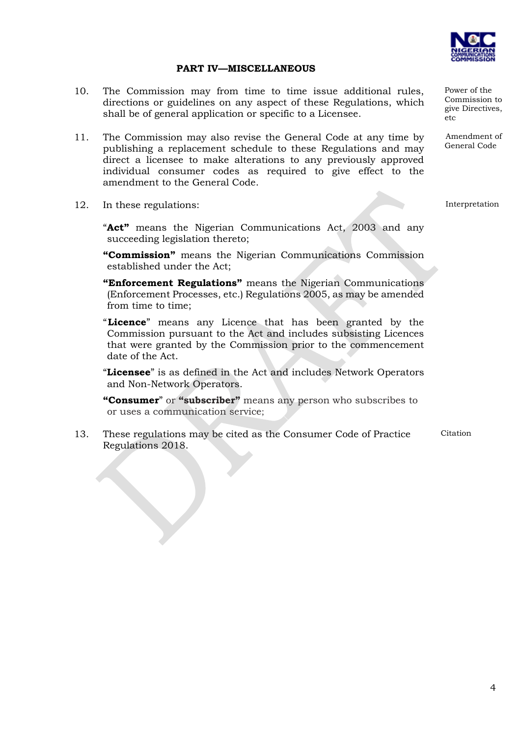## PART IV—MISCELLANEOUS

10. The Commission may from time to time issue additional rules, directions or guidelines on any aspect of these Regulations, which shall be of general application or specific to a Licensee.

    *Power of the Commission to give Directives, etc*

11. The Commission may also revise the General Code at any time by publishing a replacement schedule to these Regulations and may direct a licensee to make alterations to any previously approved individual consumer codes as required to give effect to the amendment to the General Code.

    *Amendment of General Code*

12. In these regulations:

    *Interpretation*

    "**Act**" means the Nigerian Communications Act, 2003 and any succeeding legislation thereto;

    **"Commission"** means the Nigerian Communications Commission established under the Act;

    **"Enforcement Regulations"** means the Nigerian Communications (Enforcement Processes, etc.) Regulations 2005, as may be amended from time to time;

    "**Licence**" means any Licence that has been granted by the Commission pursuant to the Act and includes subsisting Licences that were granted by the Commission prior to the commencement date of the Act.

    "**Licensee**" is as defined in the Act and includes Network Operators and Non-Network Operators.

    **"Consumer**" or **"subscriber"** means any person who subscribes to or uses a communication service;

13. These regulations may be cited as the Consumer Code of Practice Regulations 2018.

    *Citation*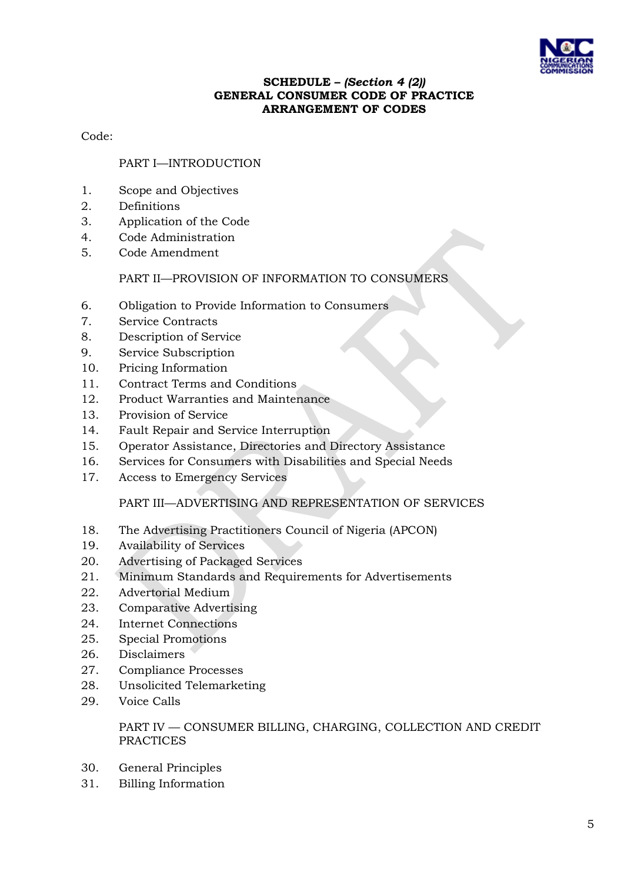**SCHEDULE – *(Section 4 (2))***
**GENERAL CONSUMER CODE OF PRACTICE**
**ARRANGEMENT OF CODES**

Code:

PART I—INTRODUCTION

1. Scope and Objectives
2. Definitions
3. Application of the Code
4. Code Administration
5. Code Amendment

PART II—PROVISION OF INFORMATION TO CONSUMERS

6. Obligation to Provide Information to Consumers
7. Service Contracts
8. Description of Service
9. Service Subscription
10. Pricing Information
11. Contract Terms and Conditions
12. Product Warranties and Maintenance
13. Provision of Service
14. Fault Repair and Service Interruption
15. Operator Assistance, Directories and Directory Assistance
16. Services for Consumers with Disabilities and Special Needs
17. Access to Emergency Services

PART III—ADVERTISING AND REPRESENTATION OF SERVICES

18. The Advertising Practitioners Council of Nigeria (APCON)
19. Availability of Services
20. Advertising of Packaged Services
21. Minimum Standards and Requirements for Advertisements
22. Advertorial Medium
23. Comparative Advertising
24. Internet Connections
25. Special Promotions
26. Disclaimers
27. Compliance Processes
28. Unsolicited Telemarketing
29. Voice Calls

PART IV — CONSUMER BILLING, CHARGING, COLLECTION AND CREDIT PRACTICES

30. General Principles
31. Billing Information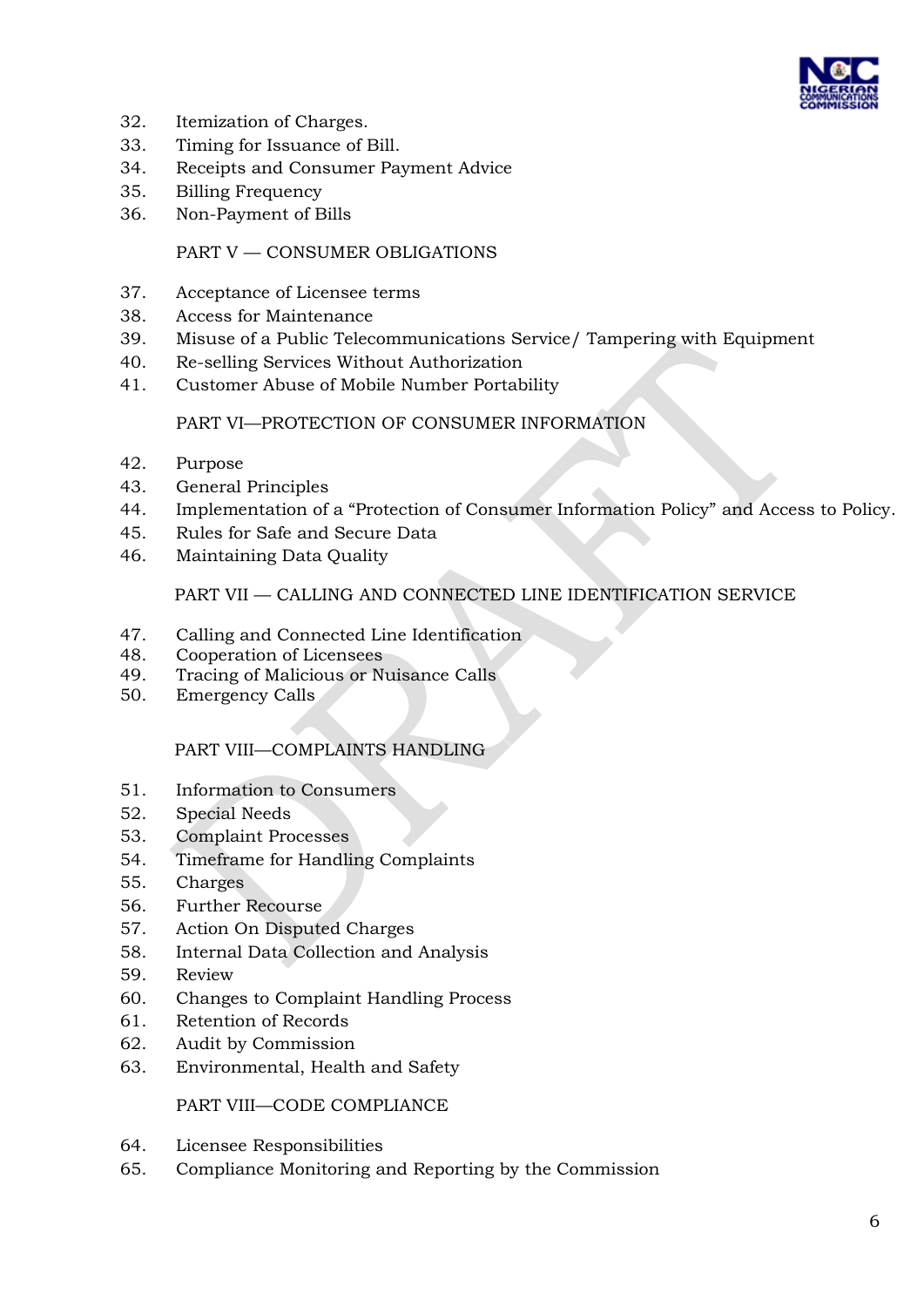32. Itemization of Charges.
33. Timing for Issuance of Bill.
34. Receipts and Consumer Payment Advice
35. Billing Frequency
36. Non-Payment of Bills

PART V — CONSUMER OBLIGATIONS

37. Acceptance of Licensee terms
38. Access for Maintenance
39. Misuse of a Public Telecommunications Service/ Tampering with Equipment
40. Re-selling Services Without Authorization
41. Customer Abuse of Mobile Number Portability

PART VI—PROTECTION OF CONSUMER INFORMATION

42. Purpose
43. General Principles
44. Implementation of a "Protection of Consumer Information Policy" and Access to Policy.
45. Rules for Safe and Secure Data
46. Maintaining Data Quality

PART VII — CALLING AND CONNECTED LINE IDENTIFICATION SERVICE

47. Calling and Connected Line Identification
48. Cooperation of Licensees
49. Tracing of Malicious or Nuisance Calls
50. Emergency Calls

PART VIII—COMPLAINTS HANDLING

51. Information to Consumers
52. Special Needs
53. Complaint Processes
54. Timeframe for Handling Complaints
55. Charges
56. Further Recourse
57. Action On Disputed Charges
58. Internal Data Collection and Analysis
59. Review
60. Changes to Complaint Handling Process
61. Retention of Records
62. Audit by Commission
63. Environmental, Health and Safety

PART VIII—CODE COMPLIANCE

64. Licensee Responsibilities
65. Compliance Monitoring and Reporting by the Commission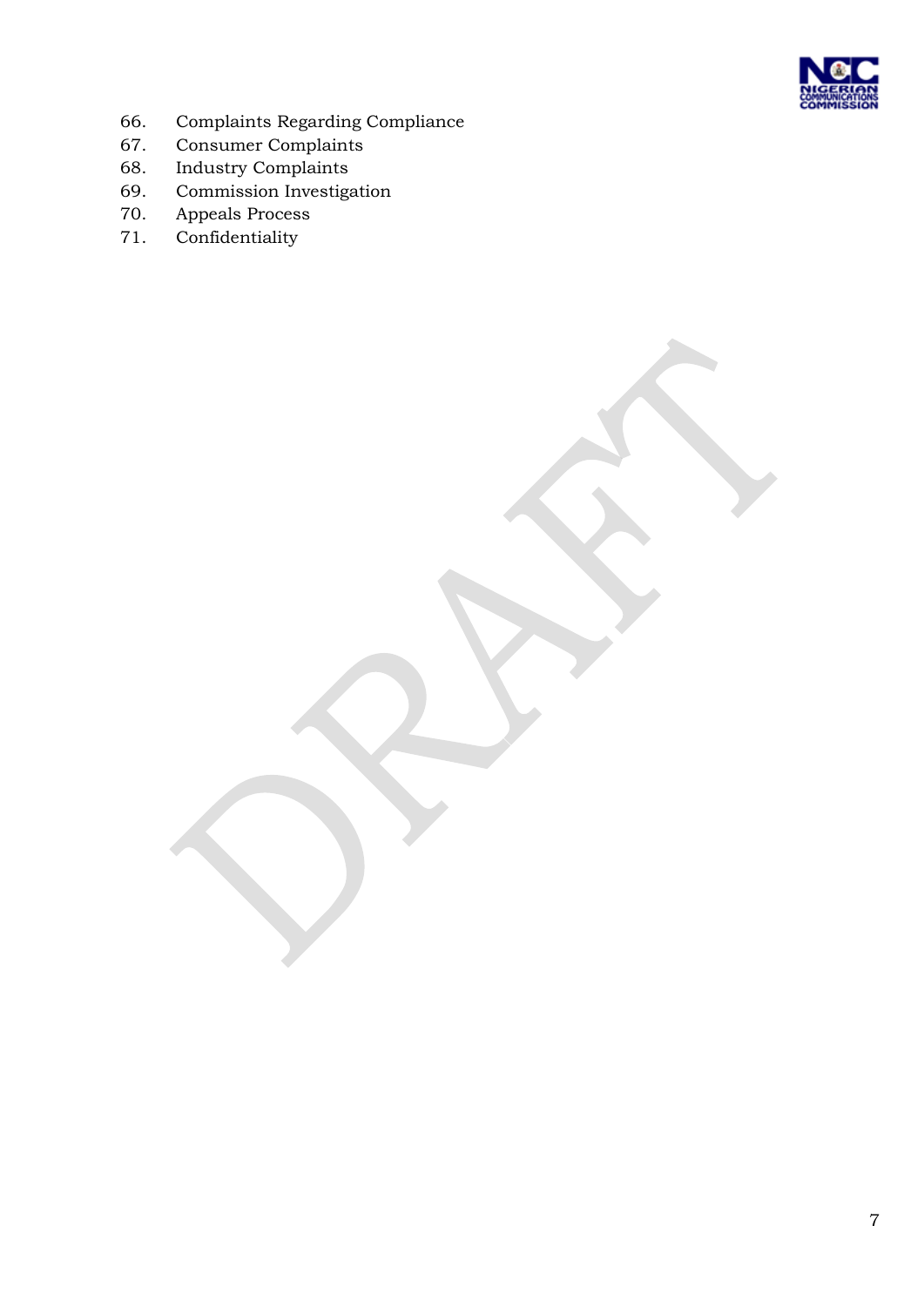66. Complaints Regarding Compliance
67. Consumer Complaints
68. Industry Complaints
69. Commission Investigation
70. Appeals Process
71. Confidentiality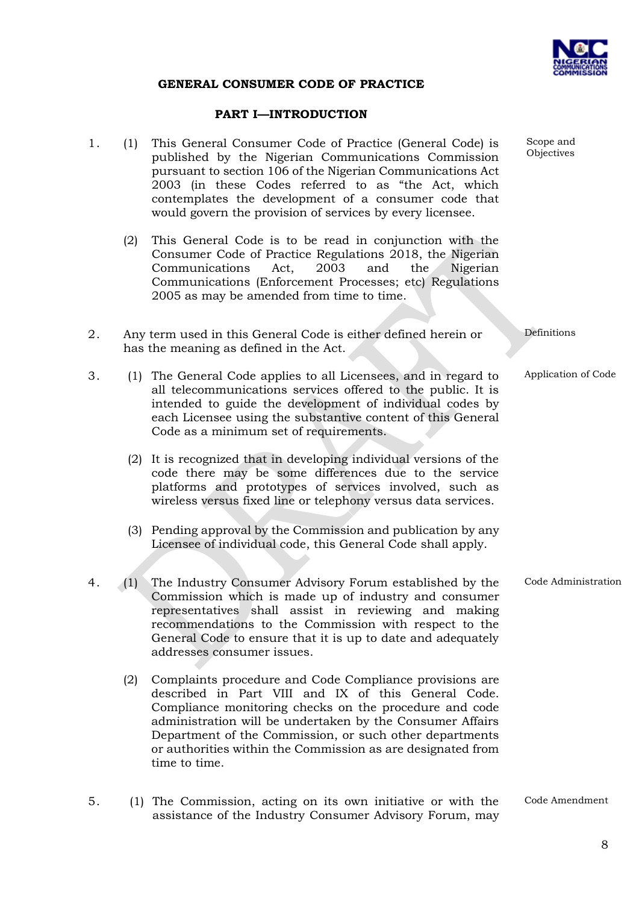## GENERAL CONSUMER CODE OF PRACTICE

### PART I—INTRODUCTION

**1.** Scope and Objectives

(1) This General Consumer Code of Practice (General Code) is published by the Nigerian Communications Commission pursuant to section 106 of the Nigerian Communications Act 2003 (in these Codes referred to as "the Act, which contemplates the development of a consumer code that would govern the provision of services by every licensee.

(2) This General Code is to be read in conjunction with the Consumer Code of Practice Regulations 2018, the Nigerian Communications Act, 2003 and the Nigerian Communications (Enforcement Processes; etc) Regulations 2005 as may be amended from time to time.

**2.** Definitions

Any term used in this General Code is either defined herein or has the meaning as defined in the Act.

**3.** Application of Code

(1) The General Code applies to all Licensees, and in regard to all telecommunications services offered to the public. It is intended to guide the development of individual codes by each Licensee using the substantive content of this General Code as a minimum set of requirements.

(2) It is recognized that in developing individual versions of the code there may be some differences due to the service platforms and prototypes of services involved, such as wireless versus fixed line or telephony versus data services.

(3) Pending approval by the Commission and publication by any Licensee of individual code, this General Code shall apply.

**4.** Code Administration

(1) The Industry Consumer Advisory Forum established by the Commission which is made up of industry and consumer representatives shall assist in reviewing and making recommendations to the Commission with respect to the General Code to ensure that it is up to date and adequately addresses consumer issues.

(2) Complaints procedure and Code Compliance provisions are described in Part VIII and IX of this General Code. Compliance monitoring checks on the procedure and code administration will be undertaken by the Consumer Affairs Department of the Commission, or such other departments or authorities within the Commission as are designated from time to time.

**5.** Code Amendment

(1) The Commission, acting on its own initiative or with the assistance of the Industry Consumer Advisory Forum, may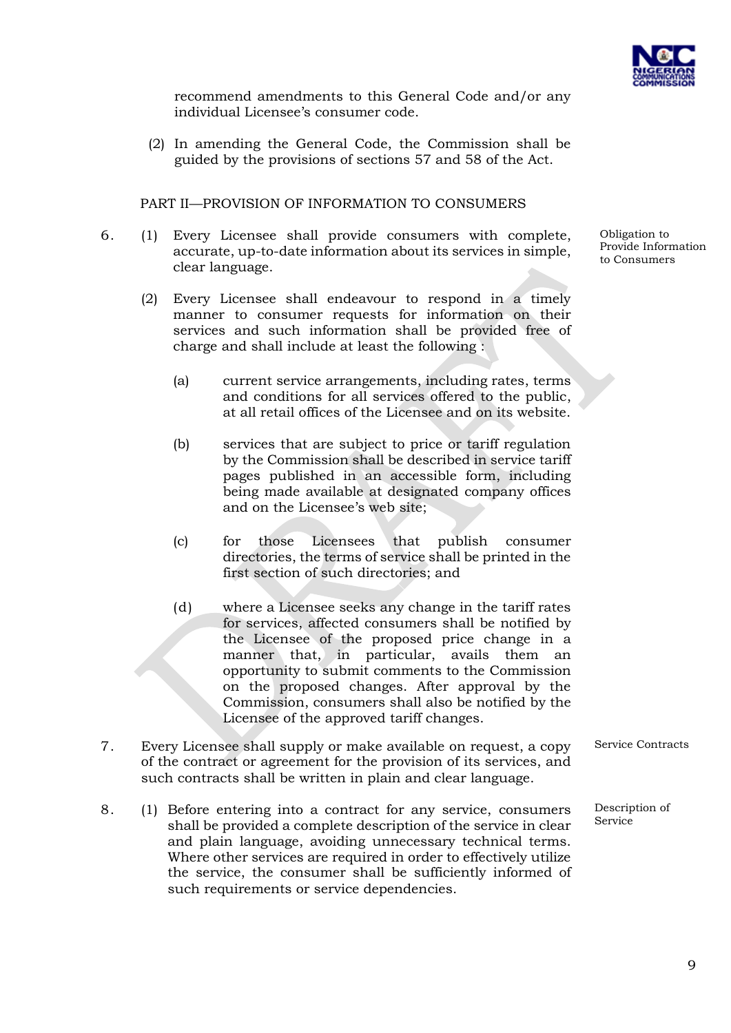recommend amendments to this General Code and/or any individual Licensee's consumer code.

(2) In amending the General Code, the Commission shall be guided by the provisions of sections 57 and 58 of the Act.

## PART II—PROVISION OF INFORMATION TO CONSUMERS

**Obligation to Provide Information to Consumers**

6. (1) Every Licensee shall provide consumers with complete, accurate, up-to-date information about its services in simple, clear language.

(2) Every Licensee shall endeavour to respond in a timely manner to consumer requests for information on their services and such information shall be provided free of charge and shall include at least the following :

(a) current service arrangements, including rates, terms and conditions for all services offered to the public, at all retail offices of the Licensee and on its website.

(b) services that are subject to price or tariff regulation by the Commission shall be described in service tariff pages published in an accessible form, including being made available at designated company offices and on the Licensee's web site;

(c) for those Licensees that publish consumer directories, the terms of service shall be printed in the first section of such directories; and

(d) where a Licensee seeks any change in the tariff rates for services, affected consumers shall be notified by the Licensee of the proposed price change in a manner that, in particular, avails them an opportunity to submit comments to the Commission on the proposed changes. After approval by the Commission, consumers shall also be notified by the Licensee of the approved tariff changes.

**Service Contracts**

7. Every Licensee shall supply or make available on request, a copy of the contract or agreement for the provision of its services, and such contracts shall be written in plain and clear language.

**Description of Service**

8. (1) Before entering into a contract for any service, consumers shall be provided a complete description of the service in clear and plain language, avoiding unnecessary technical terms. Where other services are required in order to effectively utilize the service, the consumer shall be sufficiently informed of such requirements or service dependencies.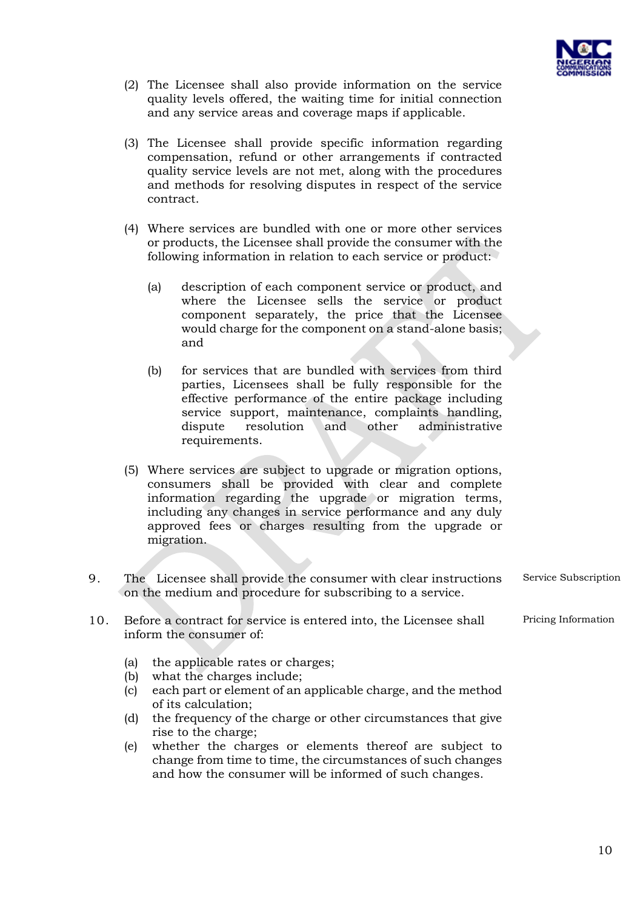(2) The Licensee shall also provide information on the service quality levels offered, the waiting time for initial connection and any service areas and coverage maps if applicable.

(3) The Licensee shall provide specific information regarding compensation, refund or other arrangements if contracted quality service levels are not met, along with the procedures and methods for resolving disputes in respect of the service contract.

(4) Where services are bundled with one or more other services or products, the Licensee shall provide the consumer with the following information in relation to each service or product:

   (a) description of each component service or product, and where the Licensee sells the service or product component separately, the price that the Licensee would charge for the component on a stand-alone basis; and

   (b) for services that are bundled with services from third parties, Licensees shall be fully responsible for the effective performance of the entire package including service support, maintenance, complaints handling, dispute resolution and other administrative requirements.

(5) Where services are subject to upgrade or migration options, consumers shall be provided with clear and complete information regarding the upgrade or migration terms, including any changes in service performance and any duly approved fees or charges resulting from the upgrade or migration.

9. *Service Subscription* — The Licensee shall provide the consumer with clear instructions on the medium and procedure for subscribing to a service.

10. *Pricing Information* — Before a contract for service is entered into, the Licensee shall inform the consumer of:

   (a) the applicable rates or charges;
   (b) what the charges include;
   (c) each part or element of an applicable charge, and the method of its calculation;
   (d) the frequency of the charge or other circumstances that give rise to the charge;
   (e) whether the charges or elements thereof are subject to change from time to time, the circumstances of such changes and how the consumer will be informed of such changes.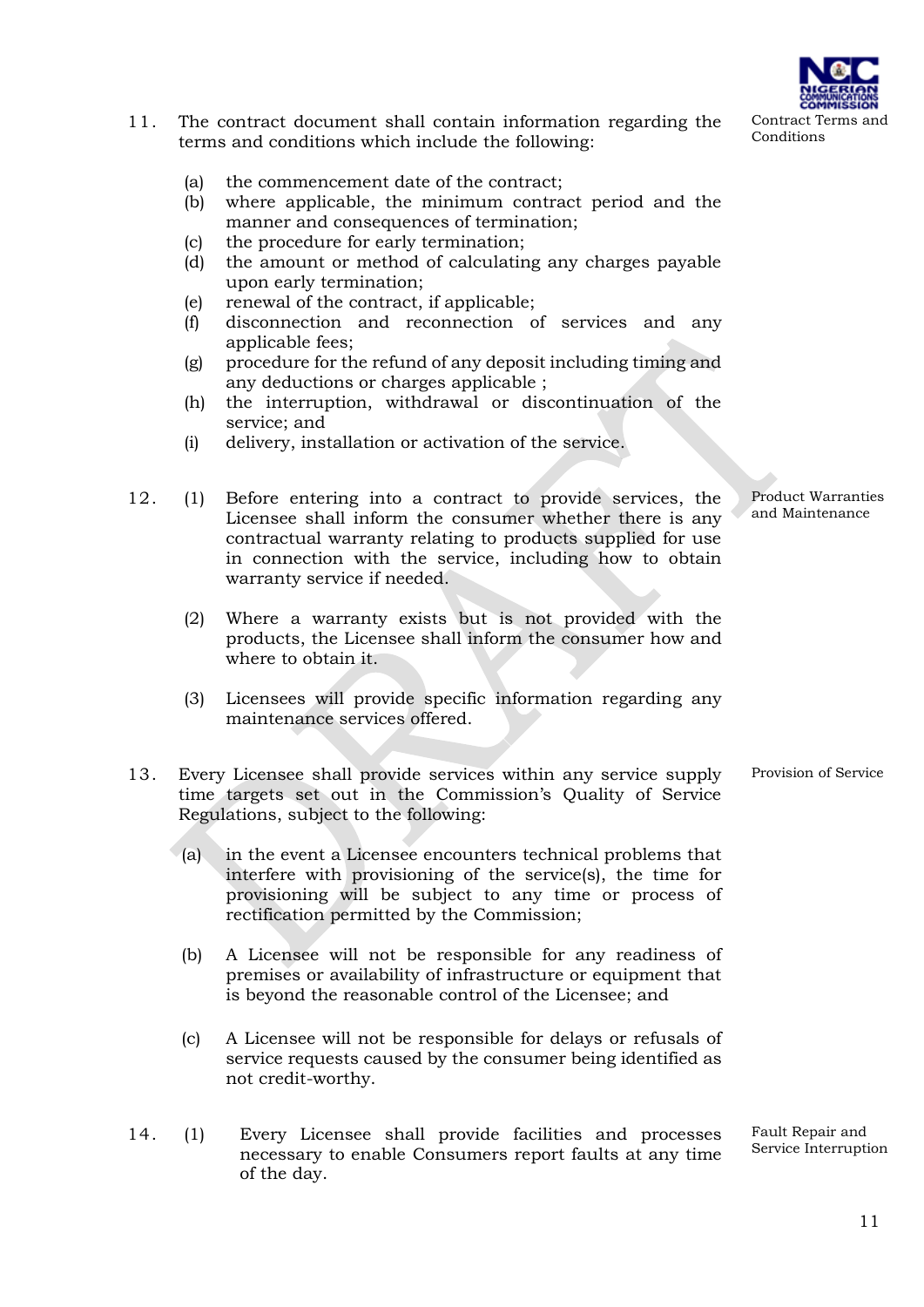11. The contract document shall contain information regarding the terms and conditions which include the following:

*Contract Terms and Conditions*

(a) the commencement date of the contract;
(b) where applicable, the minimum contract period and the manner and consequences of termination;
(c) the procedure for early termination;
(d) the amount or method of calculating any charges payable upon early termination;
(e) renewal of the contract, if applicable;
(f) disconnection and reconnection of services and any applicable fees;
(g) procedure for the refund of any deposit including timing and any deductions or charges applicable ;
(h) the interruption, withdrawal or discontinuation of the service; and
(i) delivery, installation or activation of the service.

12. (1) Before entering into a contract to provide services, the Licensee shall inform the consumer whether there is any contractual warranty relating to products supplied for use in connection with the service, including how to obtain warranty service if needed.

*Product Warranties and Maintenance*

(2) Where a warranty exists but is not provided with the products, the Licensee shall inform the consumer how and where to obtain it.

(3) Licensees will provide specific information regarding any maintenance services offered.

13. Every Licensee shall provide services within any service supply time targets set out in the Commission's Quality of Service Regulations, subject to the following:

*Provision of Service*

(a) in the event a Licensee encounters technical problems that interfere with provisioning of the service(s), the time for provisioning will be subject to any time or process of rectification permitted by the Commission;

(b) A Licensee will not be responsible for any readiness of premises or availability of infrastructure or equipment that is beyond the reasonable control of the Licensee; and

(c) A Licensee will not be responsible for delays or refusals of service requests caused by the consumer being identified as not credit-worthy.

14. (1) Every Licensee shall provide facilities and processes necessary to enable Consumers report faults at any time of the day.

*Fault Repair and Service Interruption*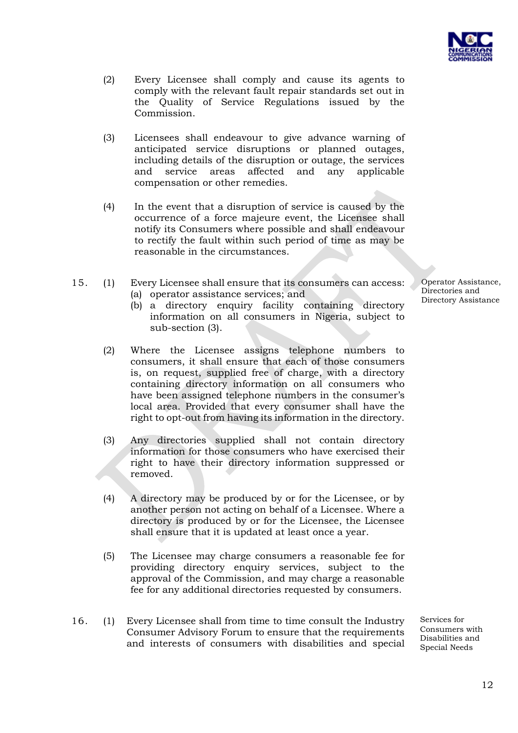(2) Every Licensee shall comply and cause its agents to comply with the relevant fault repair standards set out in the Quality of Service Regulations issued by the Commission.

(3) Licensees shall endeavour to give advance warning of anticipated service disruptions or planned outages, including details of the disruption or outage, the services and service areas affected and any applicable compensation or other remedies.

(4) In the event that a disruption of service is caused by the occurrence of a force majeure event, the Licensee shall notify its Consumers where possible and shall endeavour to rectify the fault within such period of time as may be reasonable in the circumstances.

**Operator Assistance, Directories and Directory Assistance**

15. (1) Every Licensee shall ensure that its consumers can access:
   (a) operator assistance services; and
   (b) a directory enquiry facility containing directory information on all consumers in Nigeria, subject to sub-section (3).

(2) Where the Licensee assigns telephone numbers to consumers, it shall ensure that each of those consumers is, on request, supplied free of charge, with a directory containing directory information on all consumers who have been assigned telephone numbers in the consumer's local area. Provided that every consumer shall have the right to opt-out from having its information in the directory.

(3) Any directories supplied shall not contain directory information for those consumers who have exercised their right to have their directory information suppressed or removed.

(4) A directory may be produced by or for the Licensee, or by another person not acting on behalf of a Licensee. Where a directory is produced by or for the Licensee, the Licensee shall ensure that it is updated at least once a year.

(5) The Licensee may charge consumers a reasonable fee for providing directory enquiry services, subject to the approval of the Commission, and may charge a reasonable fee for any additional directories requested by consumers.

**Services for Consumers with Disabilities and Special Needs**

16. (1) Every Licensee shall from time to time consult the Industry Consumer Advisory Forum to ensure that the requirements and interests of consumers with disabilities and special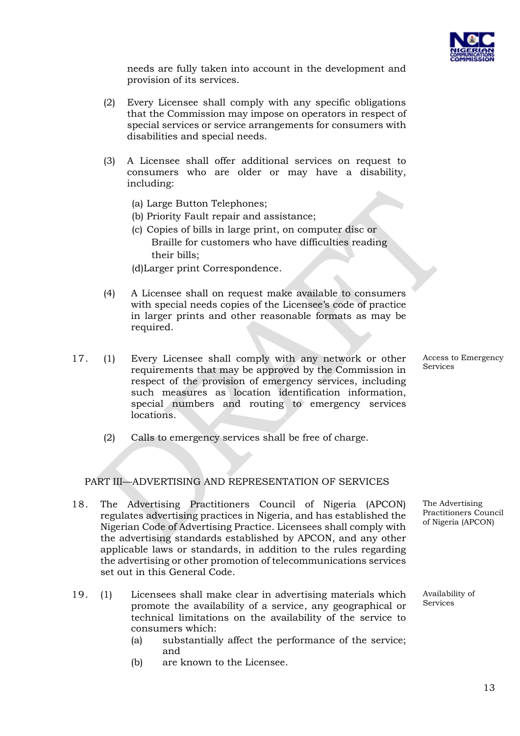needs are fully taken into account in the development and provision of its services.

(2) Every Licensee shall comply with any specific obligations that the Commission may impose on operators in respect of special services or service arrangements for consumers with disabilities and special needs.

(3) A Licensee shall offer additional services on request to consumers who are older or may have a disability, including:

(a) Large Button Telephones;
(b) Priority Fault repair and assistance;
(c) Copies of bills in large print, on computer disc or Braille for customers who have difficulties reading their bills;
(d)Larger print Correspondence.

(4) A Licensee shall on request make available to consumers with special needs copies of the Licensee's code of practice in larger prints and other reasonable formats as may be required.

**Access to Emergency Services**

17. (1) Every Licensee shall comply with any network or other requirements that may be approved by the Commission in respect of the provision of emergency services, including such measures as location identification information, special numbers and routing to emergency services locations.

(2) Calls to emergency services shall be free of charge.

## PART III—ADVERTISING AND REPRESENTATION OF SERVICES

**The Advertising Practitioners Council of Nigeria (APCON)**

18. The Advertising Practitioners Council of Nigeria (APCON) regulates advertising practices in Nigeria, and has established the Nigerian Code of Advertising Practice. Licensees shall comply with the advertising standards established by APCON, and any other applicable laws or standards, in addition to the rules regarding the advertising or other promotion of telecommunications services set out in this General Code.

**Availability of Services**

19. (1) Licensees shall make clear in advertising materials which promote the availability of a service, any geographical or technical limitations on the availability of the service to consumers which:

(a) substantially affect the performance of the service; and
(b) are known to the Licensee.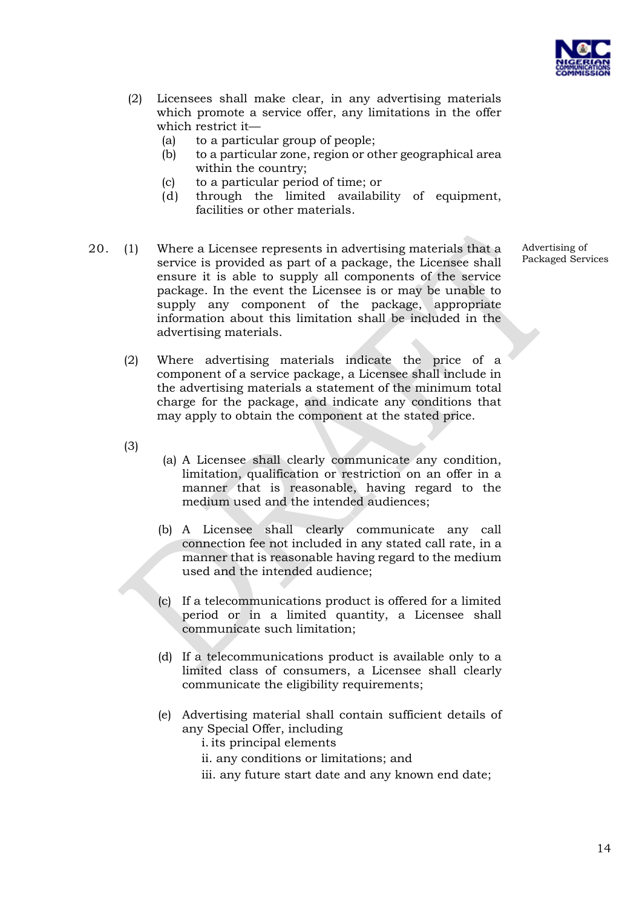(2) Licensees shall make clear, in any advertising materials which promote a service offer, any limitations in the offer which restrict it—

(a) to a particular group of people;

(b) to a particular zone, region or other geographical area within the country;

(c) to a particular period of time; or

(d) through the limited availability of equipment, facilities or other materials.

**Advertising of Packaged Services**

20. (1) Where a Licensee represents in advertising materials that a service is provided as part of a package, the Licensee shall ensure it is able to supply all components of the service package. In the event the Licensee is or may be unable to supply any component of the package, appropriate information about this limitation shall be included in the advertising materials.

(2) Where advertising materials indicate the price of a component of a service package, a Licensee shall include in the advertising materials a statement of the minimum total charge for the package, and indicate any conditions that may apply to obtain the component at the stated price.

(3)

(a) A Licensee shall clearly communicate any condition, limitation, qualification or restriction on an offer in a manner that is reasonable, having regard to the medium used and the intended audiences;

(b) A Licensee shall clearly communicate any call connection fee not included in any stated call rate, in a manner that is reasonable having regard to the medium used and the intended audience;

(c) If a telecommunications product is offered for a limited period or in a limited quantity, a Licensee shall communicate such limitation;

(d) If a telecommunications product is available only to a limited class of consumers, a Licensee shall clearly communicate the eligibility requirements;

(e) Advertising material shall contain sufficient details of any Special Offer, including

i. its principal elements

ii. any conditions or limitations; and

iii. any future start date and any known end date;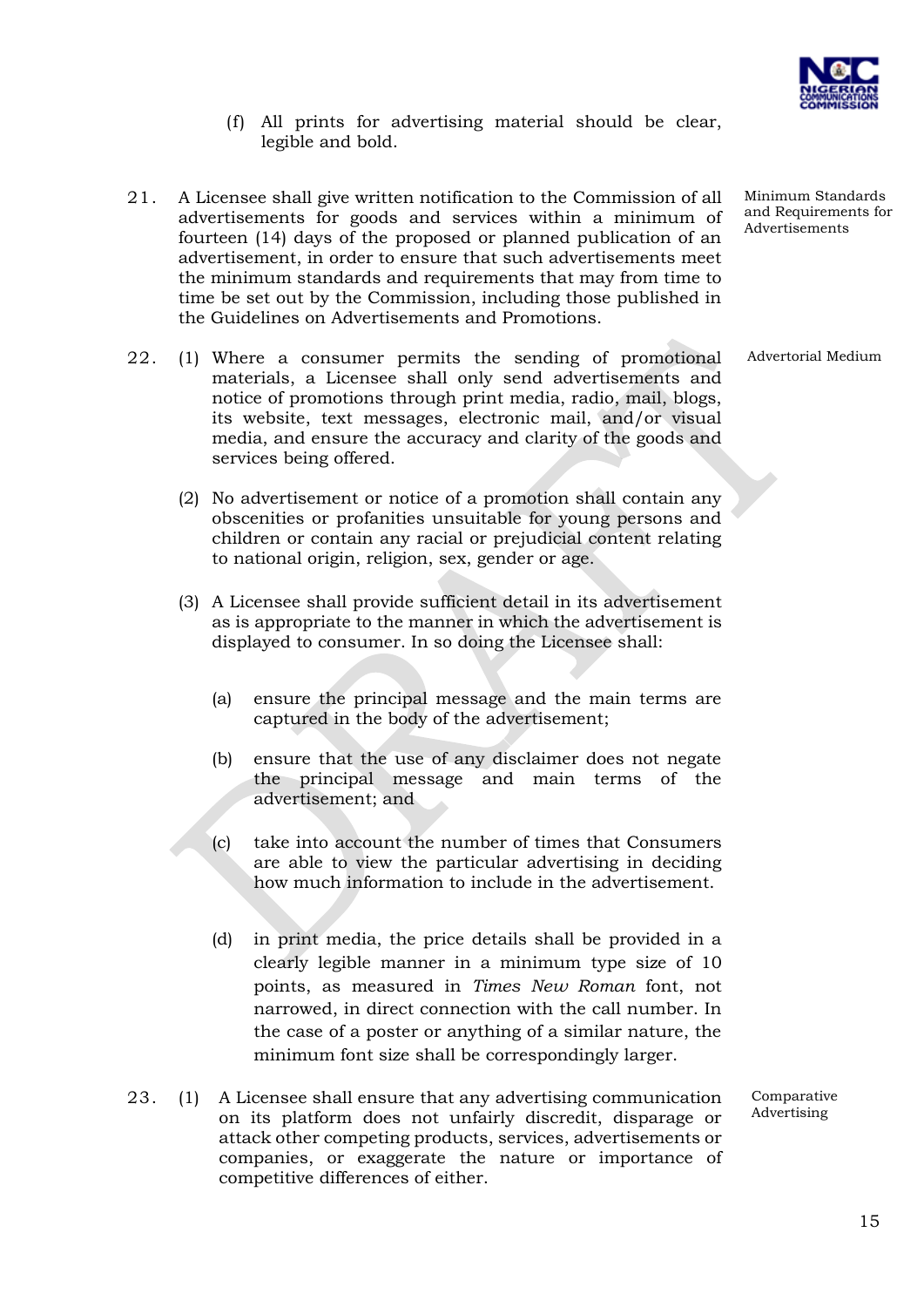(f) All prints for advertising material should be clear, legible and bold.

21. A Licensee shall give written notification to the Commission of all advertisements for goods and services within a minimum of fourteen (14) days of the proposed or planned publication of an advertisement, in order to ensure that such advertisements meet the minimum standards and requirements that may from time to time be set out by the Commission, including those published in the Guidelines on Advertisements and Promotions.

*Minimum Standards and Requirements for Advertisements*

22. (1) Where a consumer permits the sending of promotional materials, a Licensee shall only send advertisements and notice of promotions through print media, radio, mail, blogs, its website, text messages, electronic mail, and/or visual media, and ensure the accuracy and clarity of the goods and services being offered.

*Advertorial Medium*

(2) No advertisement or notice of a promotion shall contain any obscenities or profanities unsuitable for young persons and children or contain any racial or prejudicial content relating to national origin, religion, sex, gender or age.

(3) A Licensee shall provide sufficient detail in its advertisement as is appropriate to the manner in which the advertisement is displayed to consumer. In so doing the Licensee shall:

(a) ensure the principal message and the main terms are captured in the body of the advertisement;

(b) ensure that the use of any disclaimer does not negate the principal message and main terms of the advertisement; and

(c) take into account the number of times that Consumers are able to view the particular advertising in deciding how much information to include in the advertisement.

(d) in print media, the price details shall be provided in a clearly legible manner in a minimum type size of 10 points, as measured in *Times New Roman* font, not narrowed, in direct connection with the call number. In the case of a poster or anything of a similar nature, the minimum font size shall be correspondingly larger.

23. (1) A Licensee shall ensure that any advertising communication on its platform does not unfairly discredit, disparage or attack other competing products, services, advertisements or companies, or exaggerate the nature or importance of competitive differences of either.

*Comparative Advertising*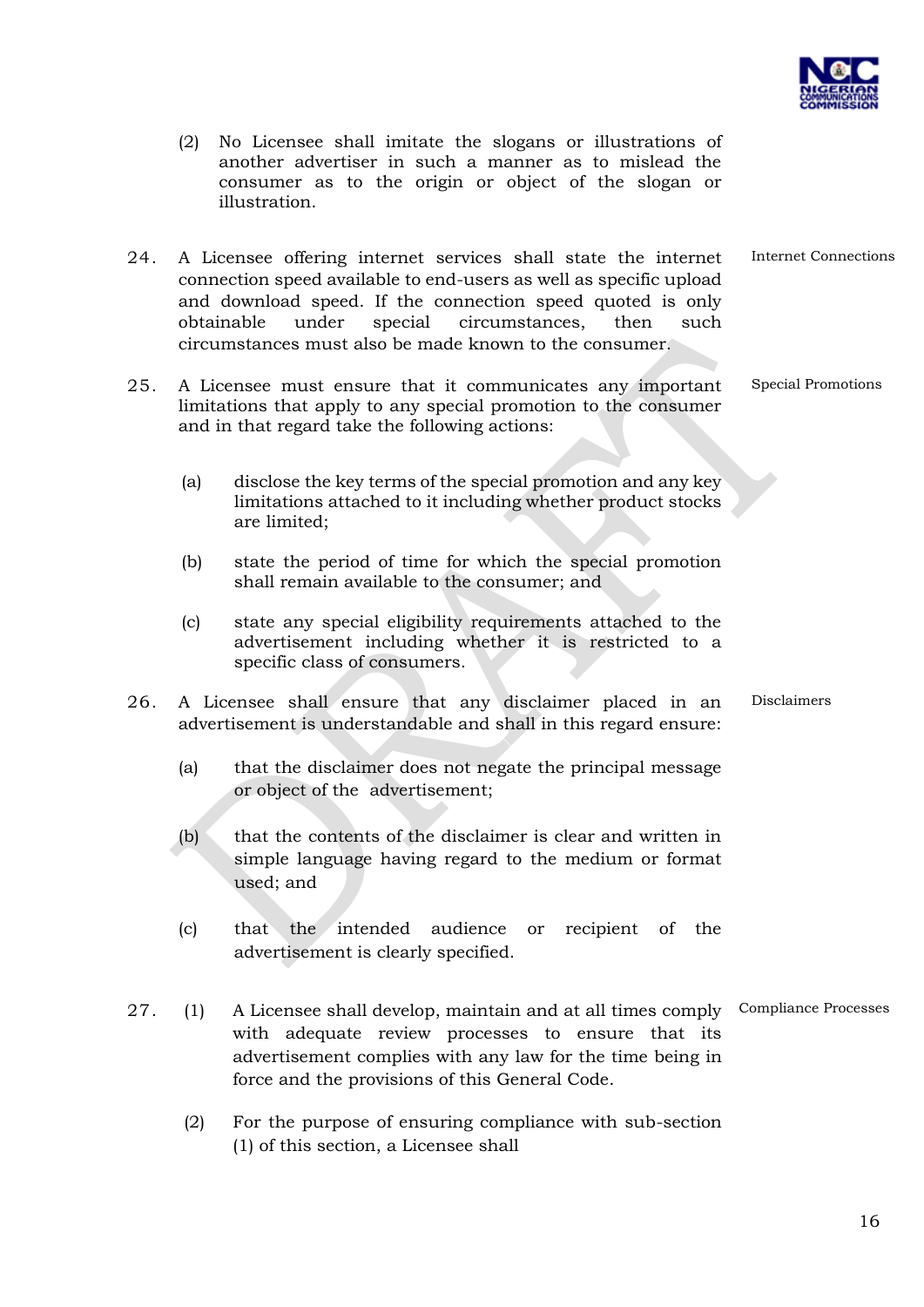(2) No Licensee shall imitate the slogans or illustrations of another advertiser in such a manner as to mislead the consumer as to the origin or object of the slogan or illustration.

24. A Licensee offering internet services shall state the internet connection speed available to end-users as well as specific upload and download speed. If the connection speed quoted is only obtainable under special circumstances, then such circumstances must also be made known to the consumer. *Internet Connections*

25. A Licensee must ensure that it communicates any important limitations that apply to any special promotion to the consumer and in that regard take the following actions: *Special Promotions*

(a) disclose the key terms of the special promotion and any key limitations attached to it including whether product stocks are limited;

(b) state the period of time for which the special promotion shall remain available to the consumer; and

(c) state any special eligibility requirements attached to the advertisement including whether it is restricted to a specific class of consumers.

26. A Licensee shall ensure that any disclaimer placed in an advertisement is understandable and shall in this regard ensure: *Disclaimers*

(a) that the disclaimer does not negate the principal message or object of the advertisement;

(b) that the contents of the disclaimer is clear and written in simple language having regard to the medium or format used; and

(c) that the intended audience or recipient of the advertisement is clearly specified.

27. (1) A Licensee shall develop, maintain and at all times comply with adequate review processes to ensure that its advertisement complies with any law for the time being in force and the provisions of this General Code. *Compliance Processes*

(2) For the purpose of ensuring compliance with sub-section (1) of this section, a Licensee shall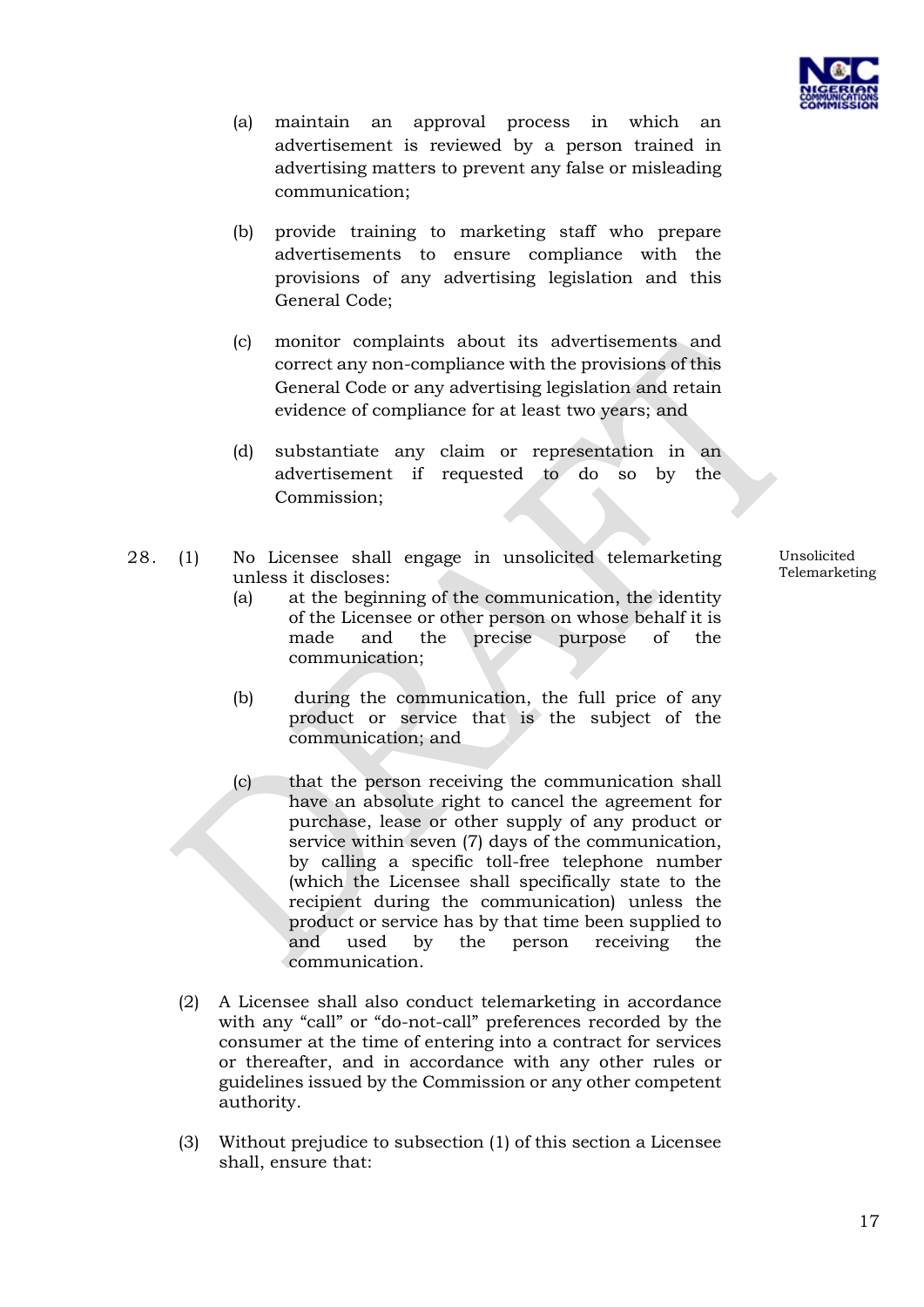(a) maintain an approval process in which an advertisement is reviewed by a person trained in advertising matters to prevent any false or misleading communication;

(b) provide training to marketing staff who prepare advertisements to ensure compliance with the provisions of any advertising legislation and this General Code;

(c) monitor complaints about its advertisements and correct any non-compliance with the provisions of this General Code or any advertising legislation and retain evidence of compliance for at least two years; and

(d) substantiate any claim or representation in an advertisement if requested to do so by the Commission;

**Unsolicited Telemarketing**

28. (1) No Licensee shall engage in unsolicited telemarketing unless it discloses:

(a) at the beginning of the communication, the identity of the Licensee or other person on whose behalf it is made and the precise purpose of the communication;

(b) during the communication, the full price of any product or service that is the subject of the communication; and

(c) that the person receiving the communication shall have an absolute right to cancel the agreement for purchase, lease or other supply of any product or service within seven (7) days of the communication, by calling a specific toll-free telephone number (which the Licensee shall specifically state to the recipient during the communication) unless the product or service has by that time been supplied to and used by the person receiving the communication.

(2) A Licensee shall also conduct telemarketing in accordance with any "call" or "do-not-call" preferences recorded by the consumer at the time of entering into a contract for services or thereafter, and in accordance with any other rules or guidelines issued by the Commission or any other competent authority.

(3) Without prejudice to subsection (1) of this section a Licensee shall, ensure that: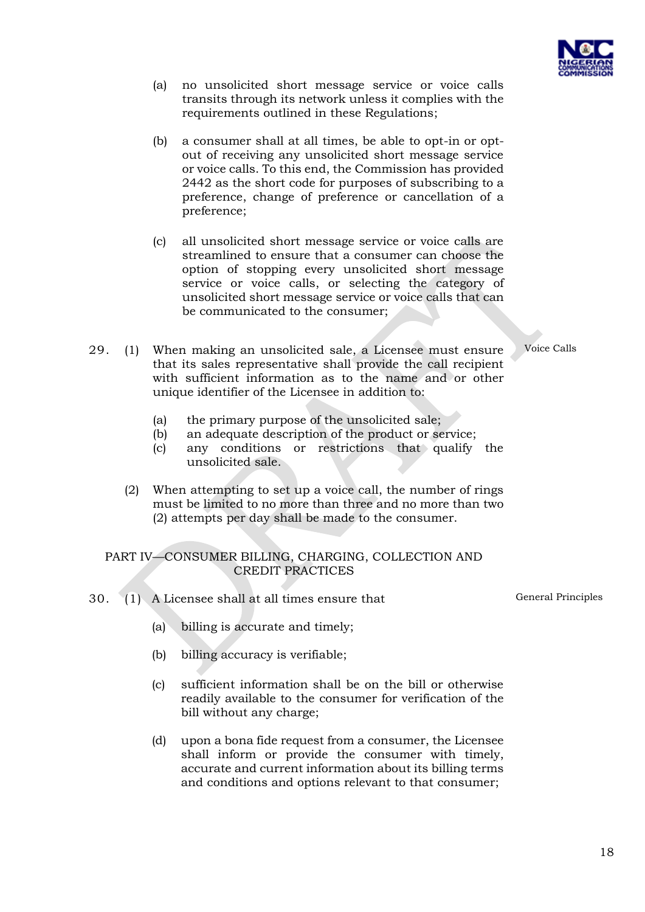(a) no unsolicited short message service or voice calls transits through its network unless it complies with the requirements outlined in these Regulations;

(b) a consumer shall at all times, be able to opt-in or opt-out of receiving any unsolicited short message service or voice calls. To this end, the Commission has provided 2442 as the short code for purposes of subscribing to a preference, change of preference or cancellation of a preference;

(c) all unsolicited short message service or voice calls are streamlined to ensure that a consumer can choose the option of stopping every unsolicited short message service or voice calls, or selecting the category of unsolicited short message service or voice calls that can be communicated to the consumer;

**Voice Calls**

29. (1) When making an unsolicited sale, a Licensee must ensure that its sales representative shall provide the call recipient with sufficient information as to the name and or other unique identifier of the Licensee in addition to:

(a) the primary purpose of the unsolicited sale;
(b) an adequate description of the product or service;
(c) any conditions or restrictions that qualify the unsolicited sale.

(2) When attempting to set up a voice call, the number of rings must be limited to no more than three and no more than two (2) attempts per day shall be made to the consumer.

## PART IV—CONSUMER BILLING, CHARGING, COLLECTION AND CREDIT PRACTICES

**General Principles**

30. (1) A Licensee shall at all times ensure that

(a) billing is accurate and timely;

(b) billing accuracy is verifiable;

(c) sufficient information shall be on the bill or otherwise readily available to the consumer for verification of the bill without any charge;

(d) upon a bona fide request from a consumer, the Licensee shall inform or provide the consumer with timely, accurate and current information about its billing terms and conditions and options relevant to that consumer;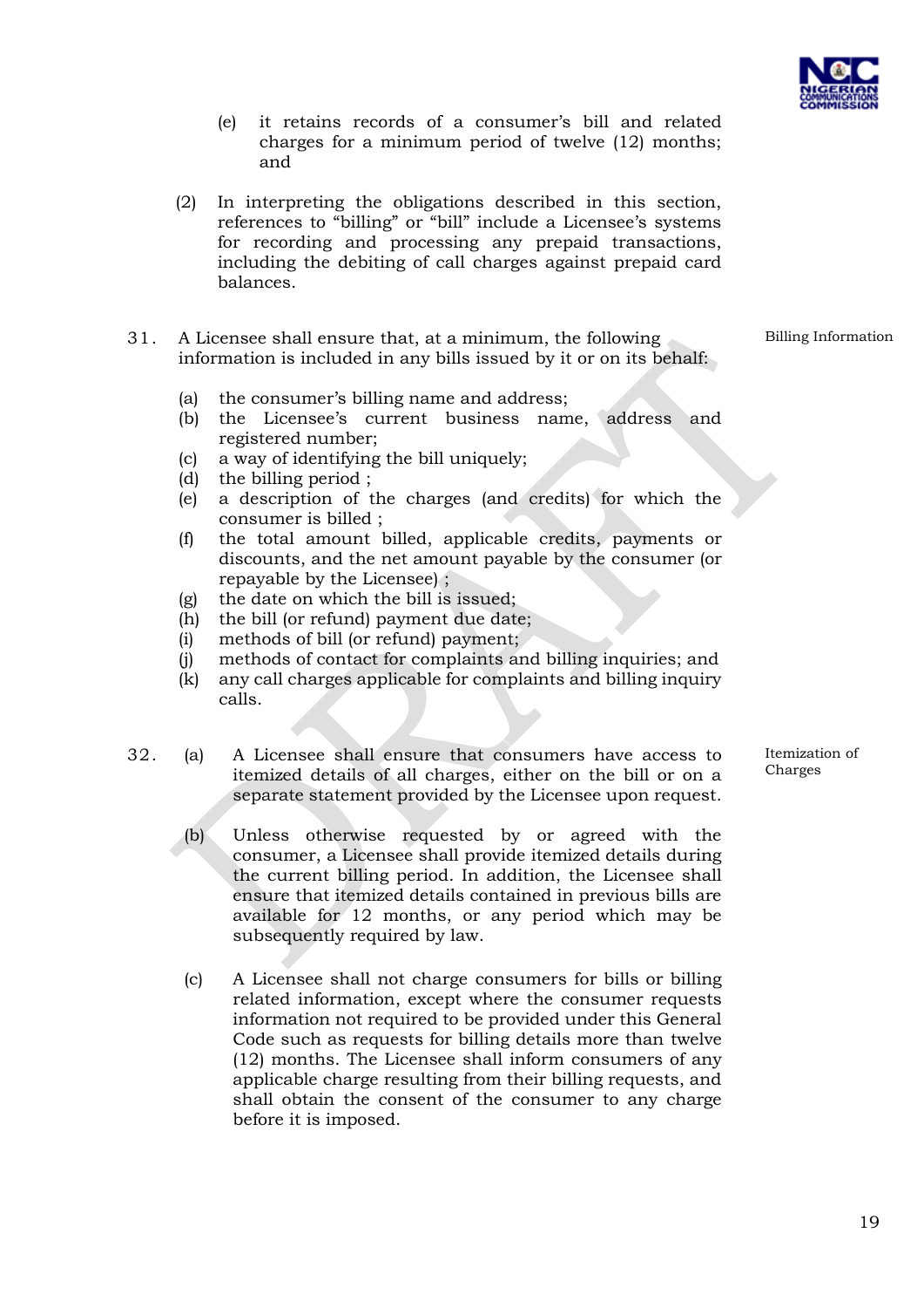(e) it retains records of a consumer's bill and related charges for a minimum period of twelve (12) months; and

(2) In interpreting the obligations described in this section, references to "billing" or "bill" include a Licensee's systems for recording and processing any prepaid transactions, including the debiting of call charges against prepaid card balances.

**Billing Information**

31. A Licensee shall ensure that, at a minimum, the following information is included in any bills issued by it or on its behalf:

(a) the consumer's billing name and address;
(b) the Licensee's current business name, address and registered number;
(c) a way of identifying the bill uniquely;
(d) the billing period ;
(e) a description of the charges (and credits) for which the consumer is billed ;
(f) the total amount billed, applicable credits, payments or discounts, and the net amount payable by the consumer (or repayable by the Licensee) ;
(g) the date on which the bill is issued;
(h) the bill (or refund) payment due date;
(i) methods of bill (or refund) payment;
(j) methods of contact for complaints and billing inquiries; and
(k) any call charges applicable for complaints and billing inquiry calls.

**Itemization of Charges**

32. (a) A Licensee shall ensure that consumers have access to itemized details of all charges, either on the bill or on a separate statement provided by the Licensee upon request.

(b) Unless otherwise requested by or agreed with the consumer, a Licensee shall provide itemized details during the current billing period. In addition, the Licensee shall ensure that itemized details contained in previous bills are available for 12 months, or any period which may be subsequently required by law.

(c) A Licensee shall not charge consumers for bills or billing related information, except where the consumer requests information not required to be provided under this General Code such as requests for billing details more than twelve (12) months. The Licensee shall inform consumers of any applicable charge resulting from their billing requests, and shall obtain the consent of the consumer to any charge before it is imposed.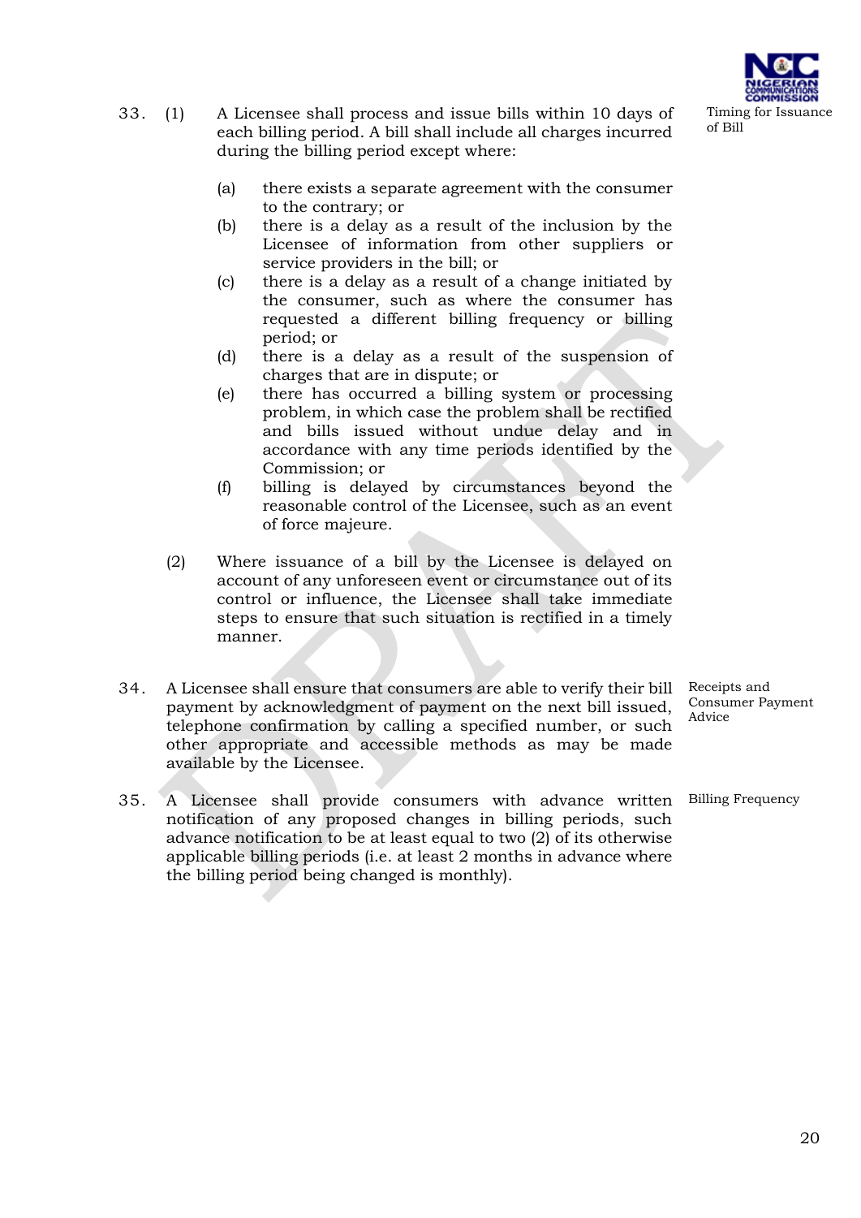33. (1) A Licensee shall process and issue bills within 10 days of each billing period. A bill shall include all charges incurred during the billing period except where:

*Timing for Issuance of Bill*

- (a) there exists a separate agreement with the consumer to the contrary; or
- (b) there is a delay as a result of the inclusion by the Licensee of information from other suppliers or service providers in the bill; or
- (c) there is a delay as a result of a change initiated by the consumer, such as where the consumer has requested a different billing frequency or billing period; or
- (d) there is a delay as a result of the suspension of charges that are in dispute; or
- (e) there has occurred a billing system or processing problem, in which case the problem shall be rectified and bills issued without undue delay and in accordance with any time periods identified by the Commission; or
- (f) billing is delayed by circumstances beyond the reasonable control of the Licensee, such as an event of force majeure.

(2) Where issuance of a bill by the Licensee is delayed on account of any unforeseen event or circumstance out of its control or influence, the Licensee shall take immediate steps to ensure that such situation is rectified in a timely manner.

34. A Licensee shall ensure that consumers are able to verify their bill payment by acknowledgment of payment on the next bill issued, telephone confirmation by calling a specified number, or such other appropriate and accessible methods as may be made available by the Licensee.

*Receipts and Consumer Payment Advice*

35. A Licensee shall provide consumers with advance written notification of any proposed changes in billing periods, such advance notification to be at least equal to two (2) of its otherwise applicable billing periods (i.e. at least 2 months in advance where the billing period being changed is monthly).

*Billing Frequency*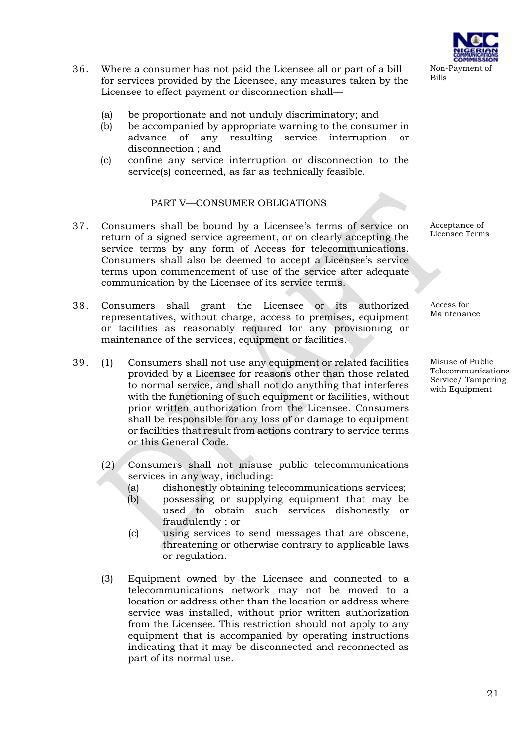36. Where a consumer has not paid the Licensee all or part of a bill for services provided by the Licensee, any measures taken by the Licensee to effect payment or disconnection shall—

Non-Payment of Bills

(a) be proportionate and not unduly discriminatory; and
(b) be accompanied by appropriate warning to the consumer in advance of any resulting service interruption or disconnection ; and
(c) confine any service interruption or disconnection to the service(s) concerned, as far as technically feasible.

PART V—CONSUMER OBLIGATIONS

37. Consumers shall be bound by a Licensee's terms of service on return of a signed service agreement, or on clearly accepting the service terms by any form of Access for telecommunications. Consumers shall also be deemed to accept a Licensee's service terms upon commencement of use of the service after adequate communication by the Licensee of its service terms.

Acceptance of Licensee Terms

38. Consumers shall grant the Licensee or its authorized representatives, without charge, access to premises, equipment or facilities as reasonably required for any provisioning or maintenance of the services, equipment or facilities.

Access for Maintenance

39. (1) Consumers shall not use any equipment or related facilities provided by a Licensee for reasons other than those related to normal service, and shall not do anything that interferes with the functioning of such equipment or facilities, without prior written authorization from the Licensee. Consumers shall be responsible for any loss of or damage to equipment or facilities that result from actions contrary to service terms or this General Code.

Misuse of Public Telecommunications Service/ Tampering with Equipment

(2) Consumers shall not misuse public telecommunications services in any way, including:
   (a) dishonestly obtaining telecommunications services;
   (b) possessing or supplying equipment that may be used to obtain such services dishonestly or fraudulently ; or
   (c) using services to send messages that are obscene, threatening or otherwise contrary to applicable laws or regulation.

(3) Equipment owned by the Licensee and connected to a telecommunications network may not be moved to a location or address other than the location or address where service was installed, without prior written authorization from the Licensee. This restriction should not apply to any equipment that is accompanied by operating instructions indicating that it may be disconnected and reconnected as part of its normal use.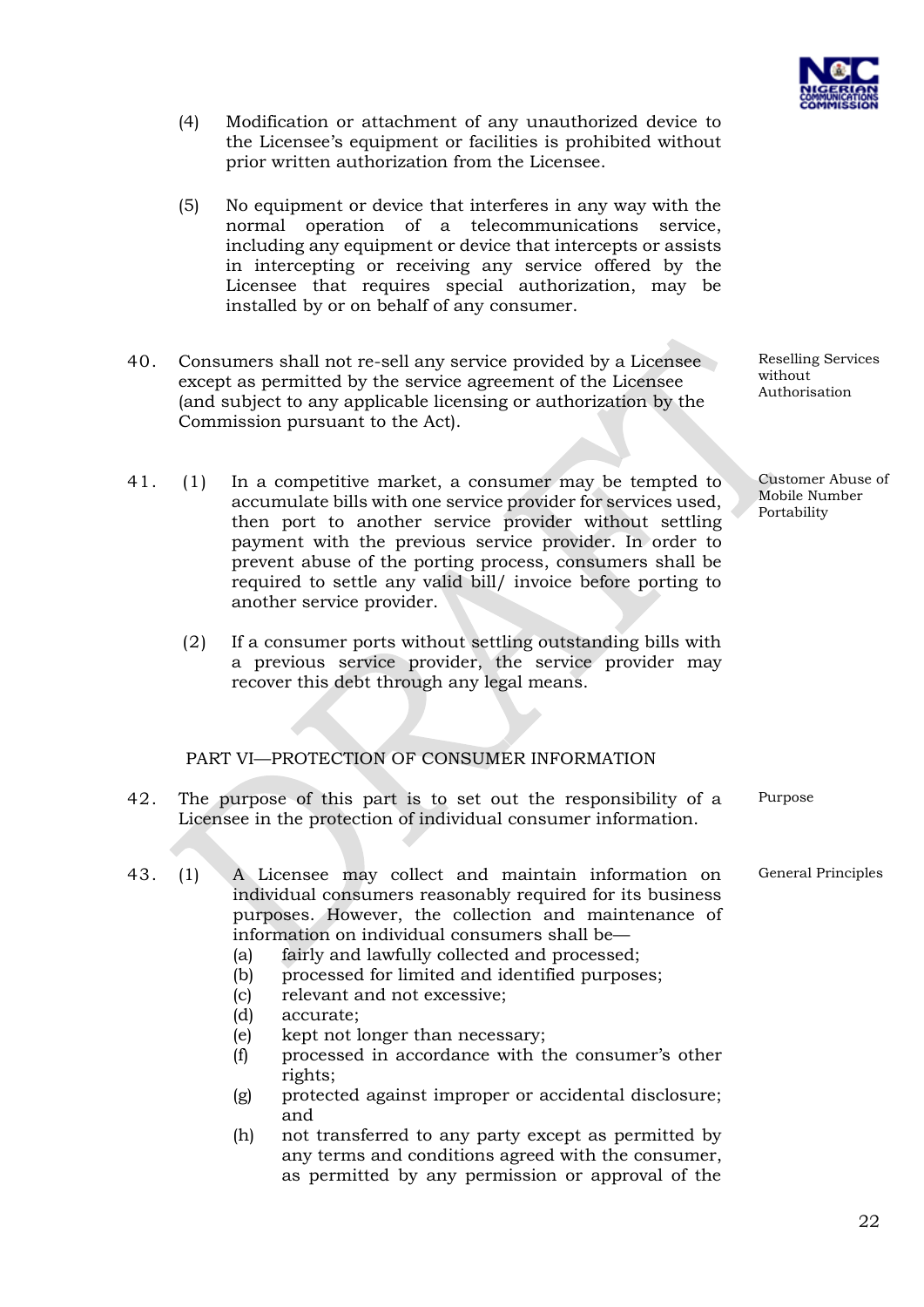(4) Modification or attachment of any unauthorized device to the Licensee's equipment or facilities is prohibited without prior written authorization from the Licensee.

(5) No equipment or device that interferes in any way with the normal operation of a telecommunications service, including any equipment or device that intercepts or assists in intercepting or receiving any service offered by the Licensee that requires special authorization, may be installed by or on behalf of any consumer.

*Reselling Services without Authorisation*

40. Consumers shall not re-sell any service provided by a Licensee except as permitted by the service agreement of the Licensee (and subject to any applicable licensing or authorization by the Commission pursuant to the Act).

*Customer Abuse of Mobile Number Portability*

41. (1) In a competitive market, a consumer may be tempted to accumulate bills with one service provider for services used, then port to another service provider without settling payment with the previous service provider. In order to prevent abuse of the porting process, consumers shall be required to settle any valid bill/ invoice before porting to another service provider.

(2) If a consumer ports without settling outstanding bills with a previous service provider, the service provider may recover this debt through any legal means.

## PART VI—PROTECTION OF CONSUMER INFORMATION

*Purpose*

42. The purpose of this part is to set out the responsibility of a Licensee in the protection of individual consumer information.

*General Principles*

43. (1) A Licensee may collect and maintain information on individual consumers reasonably required for its business purposes. However, the collection and maintenance of information on individual consumers shall be—

(a) fairly and lawfully collected and processed;
(b) processed for limited and identified purposes;
(c) relevant and not excessive;
(d) accurate;
(e) kept not longer than necessary;
(f) processed in accordance with the consumer's other rights;
(g) protected against improper or accidental disclosure; and
(h) not transferred to any party except as permitted by any terms and conditions agreed with the consumer, as permitted by any permission or approval of the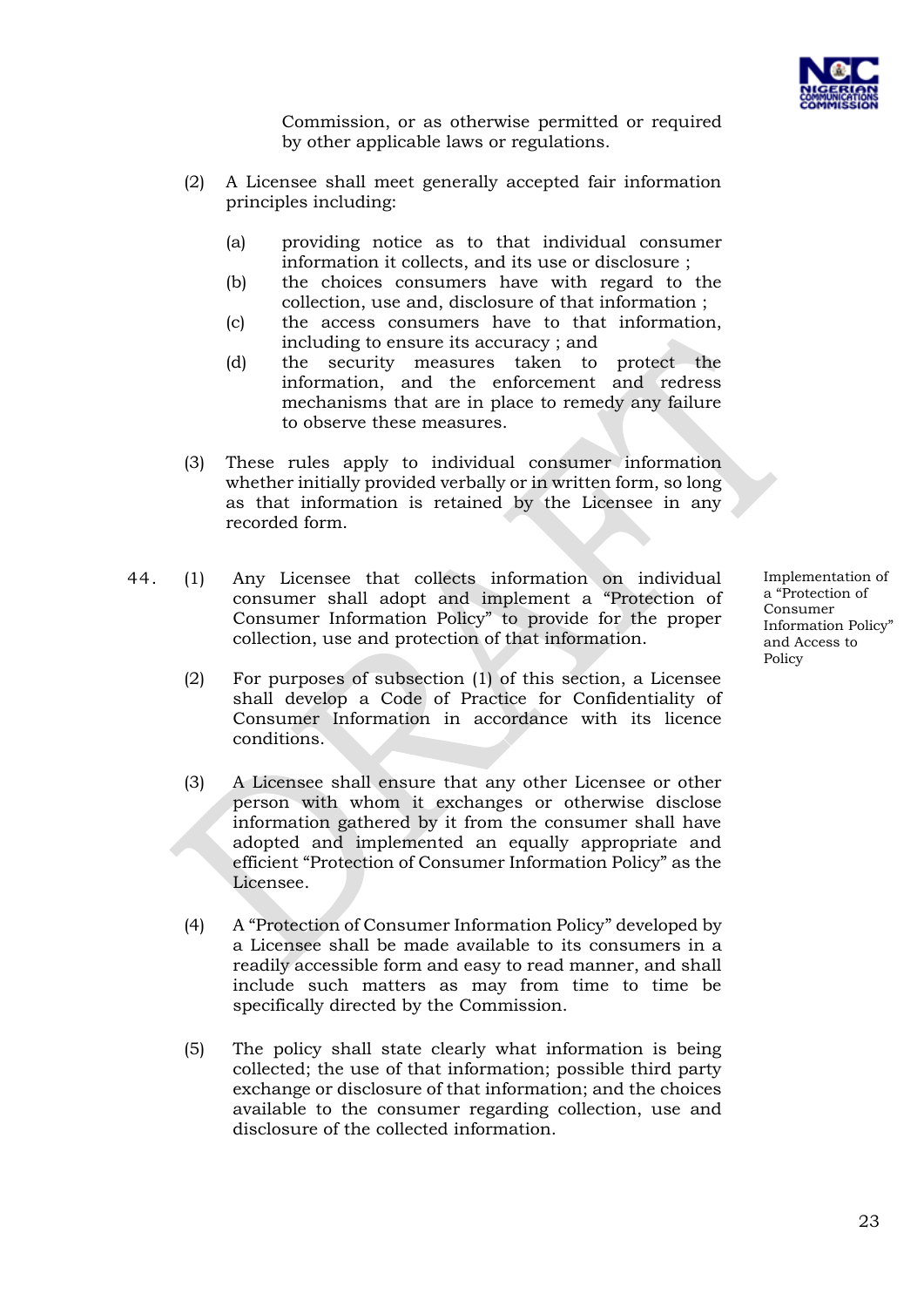Commission, or as otherwise permitted or required by other applicable laws or regulations.

(2) A Licensee shall meet generally accepted fair information principles including:

(a) providing notice as to that individual consumer information it collects, and its use or disclosure ;

(b) the choices consumers have with regard to the collection, use and, disclosure of that information ;

(c) the access consumers have to that information, including to ensure its accuracy ; and

(d) the security measures taken to protect the information, and the enforcement and redress mechanisms that are in place to remedy any failure to observe these measures.

(3) These rules apply to individual consumer information whether initially provided verbally or in written form, so long as that information is retained by the Licensee in any recorded form.

**Implementation of a "Protection of Consumer Information Policy" and Access to Policy**

44. (1) Any Licensee that collects information on individual consumer shall adopt and implement a "Protection of Consumer Information Policy" to provide for the proper collection, use and protection of that information.

(2) For purposes of subsection (1) of this section, a Licensee shall develop a Code of Practice for Confidentiality of Consumer Information in accordance with its licence conditions.

(3) A Licensee shall ensure that any other Licensee or other person with whom it exchanges or otherwise disclose information gathered by it from the consumer shall have adopted and implemented an equally appropriate and efficient "Protection of Consumer Information Policy" as the Licensee.

(4) A "Protection of Consumer Information Policy" developed by a Licensee shall be made available to its consumers in a readily accessible form and easy to read manner, and shall include such matters as may from time to time be specifically directed by the Commission.

(5) The policy shall state clearly what information is being collected; the use of that information; possible third party exchange or disclosure of that information; and the choices available to the consumer regarding collection, use and disclosure of the collected information.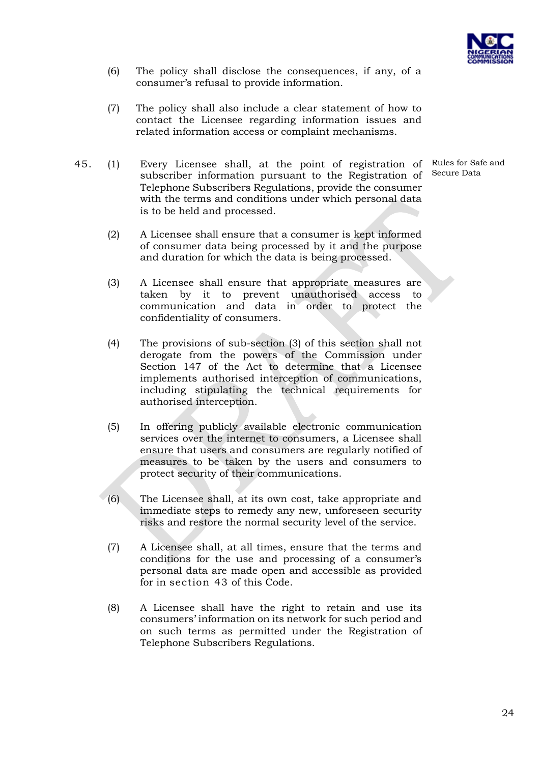(6) The policy shall disclose the consequences, if any, of a consumer's refusal to provide information.

(7) The policy shall also include a clear statement of how to contact the Licensee regarding information issues and related information access or complaint mechanisms.

**Rules for Safe and Secure Data**

45. (1) Every Licensee shall, at the point of registration of subscriber information pursuant to the Registration of Telephone Subscribers Regulations, provide the consumer with the terms and conditions under which personal data is to be held and processed.

(2) A Licensee shall ensure that a consumer is kept informed of consumer data being processed by it and the purpose and duration for which the data is being processed.

(3) A Licensee shall ensure that appropriate measures are taken by it to prevent unauthorised access to communication and data in order to protect the confidentiality of consumers.

(4) The provisions of sub-section (3) of this section shall not derogate from the powers of the Commission under Section 147 of the Act to determine that a Licensee implements authorised interception of communications, including stipulating the technical requirements for authorised interception.

(5) In offering publicly available electronic communication services over the internet to consumers, a Licensee shall ensure that users and consumers are regularly notified of measures to be taken by the users and consumers to protect security of their communications.

(6) The Licensee shall, at its own cost, take appropriate and immediate steps to remedy any new, unforeseen security risks and restore the normal security level of the service.

(7) A Licensee shall, at all times, ensure that the terms and conditions for the use and processing of a consumer's personal data are made open and accessible as provided for in section 43 of this Code.

(8) A Licensee shall have the right to retain and use its consumers' information on its network for such period and on such terms as permitted under the Registration of Telephone Subscribers Regulations.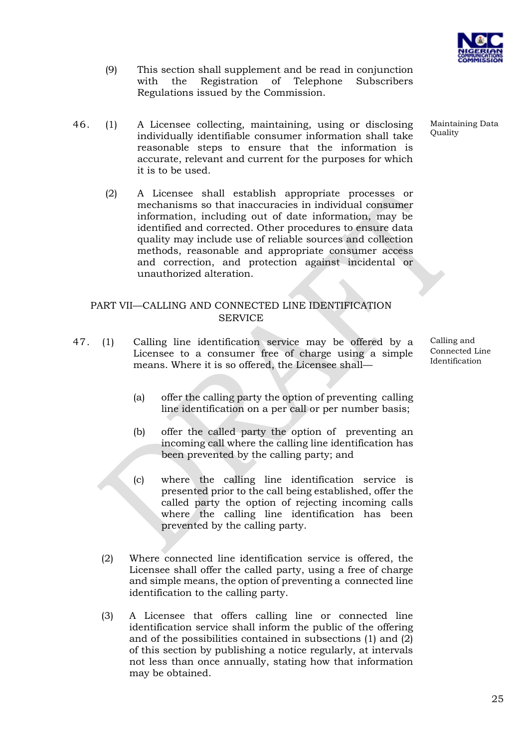(9) This section shall supplement and be read in conjunction with the Registration of Telephone Subscribers Regulations issued by the Commission.

**Maintaining Data Quality**

46\. (1) A Licensee collecting, maintaining, using or disclosing individually identifiable consumer information shall take reasonable steps to ensure that the information is accurate, relevant and current for the purposes for which it is to be used.

(2) A Licensee shall establish appropriate processes or mechanisms so that inaccuracies in individual consumer information, including out of date information, may be identified and corrected. Other procedures to ensure data quality may include use of reliable sources and collection methods, reasonable and appropriate consumer access and correction, and protection against incidental or unauthorized alteration.

## PART VII—CALLING AND CONNECTED LINE IDENTIFICATION SERVICE

**Calling and Connected Line Identification**

47\. (1) Calling line identification service may be offered by a Licensee to a consumer free of charge using a simple means. Where it is so offered, the Licensee shall—

(a) offer the calling party the option of preventing calling line identification on a per call or per number basis;

(b) offer the called party the option of preventing an incoming call where the calling line identification has been prevented by the calling party; and

(c) where the calling line identification service is presented prior to the call being established, offer the called party the option of rejecting incoming calls where the calling line identification has been prevented by the calling party.

(2) Where connected line identification service is offered, the Licensee shall offer the called party, using a free of charge and simple means, the option of preventing a connected line identification to the calling party.

(3) A Licensee that offers calling line or connected line identification service shall inform the public of the offering and of the possibilities contained in subsections (1) and (2) of this section by publishing a notice regularly, at intervals not less than once annually, stating how that information may be obtained.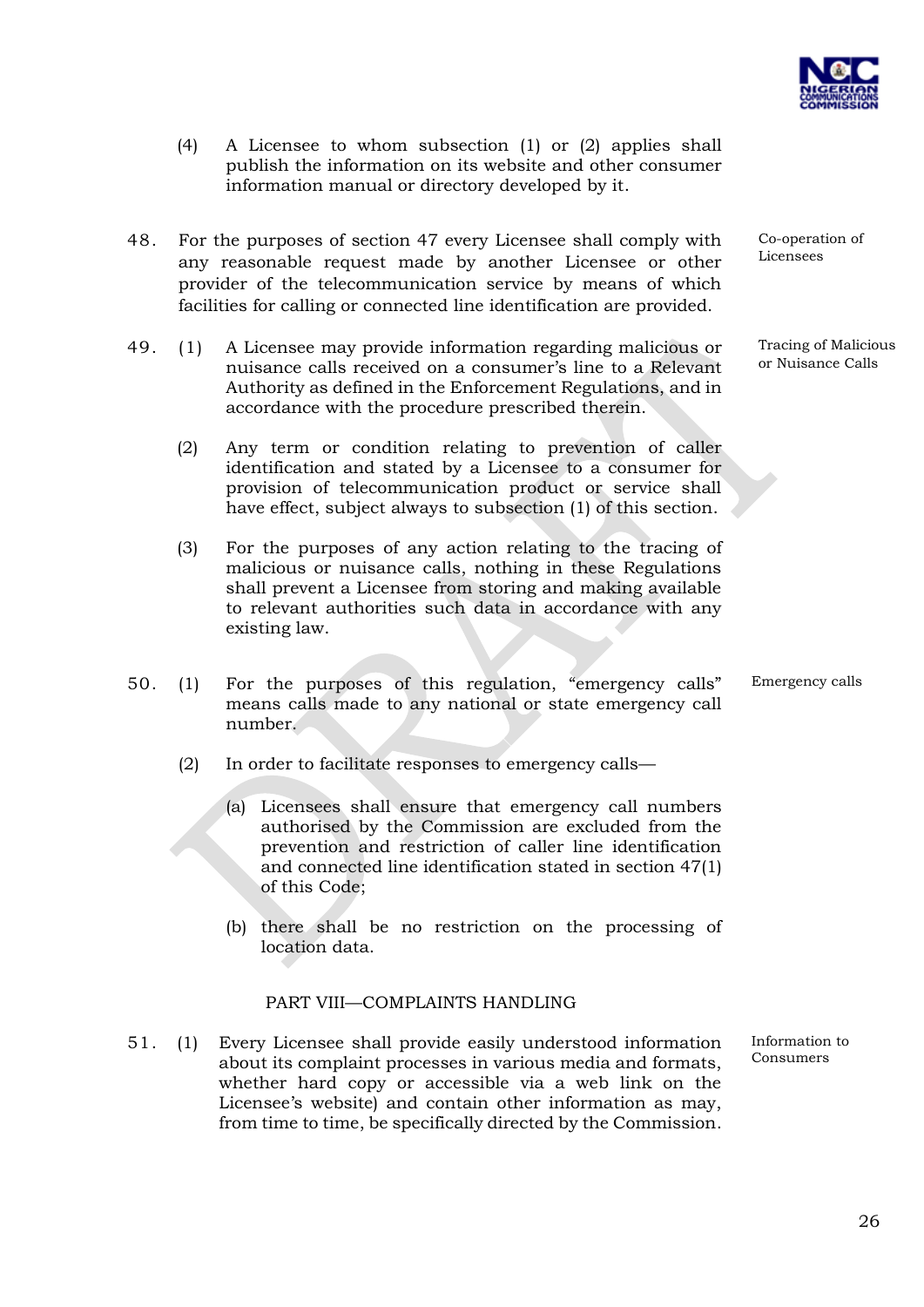(4) A Licensee to whom subsection (1) or (2) applies shall publish the information on its website and other consumer information manual or directory developed by it.

**Co-operation of Licensees**

48. For the purposes of section 47 every Licensee shall comply with any reasonable request made by another Licensee or other provider of the telecommunication service by means of which facilities for calling or connected line identification are provided.

**Tracing of Malicious or Nuisance Calls**

49. (1) A Licensee may provide information regarding malicious or nuisance calls received on a consumer's line to a Relevant Authority as defined in the Enforcement Regulations, and in accordance with the procedure prescribed therein.

(2) Any term or condition relating to prevention of caller identification and stated by a Licensee to a consumer for provision of telecommunication product or service shall have effect, subject always to subsection (1) of this section.

(3) For the purposes of any action relating to the tracing of malicious or nuisance calls, nothing in these Regulations shall prevent a Licensee from storing and making available to relevant authorities such data in accordance with any existing law.

**Emergency calls**

50. (1) For the purposes of this regulation, "emergency calls" means calls made to any national or state emergency call number.

(2) In order to facilitate responses to emergency calls—

(a) Licensees shall ensure that emergency call numbers authorised by the Commission are excluded from the prevention and restriction of caller line identification and connected line identification stated in section 47(1) of this Code;

(b) there shall be no restriction on the processing of location data.

## PART VIII—COMPLAINTS HANDLING

**Information to Consumers**

51. (1) Every Licensee shall provide easily understood information about its complaint processes in various media and formats, whether hard copy or accessible via a web link on the Licensee's website) and contain other information as may, from time to time, be specifically directed by the Commission.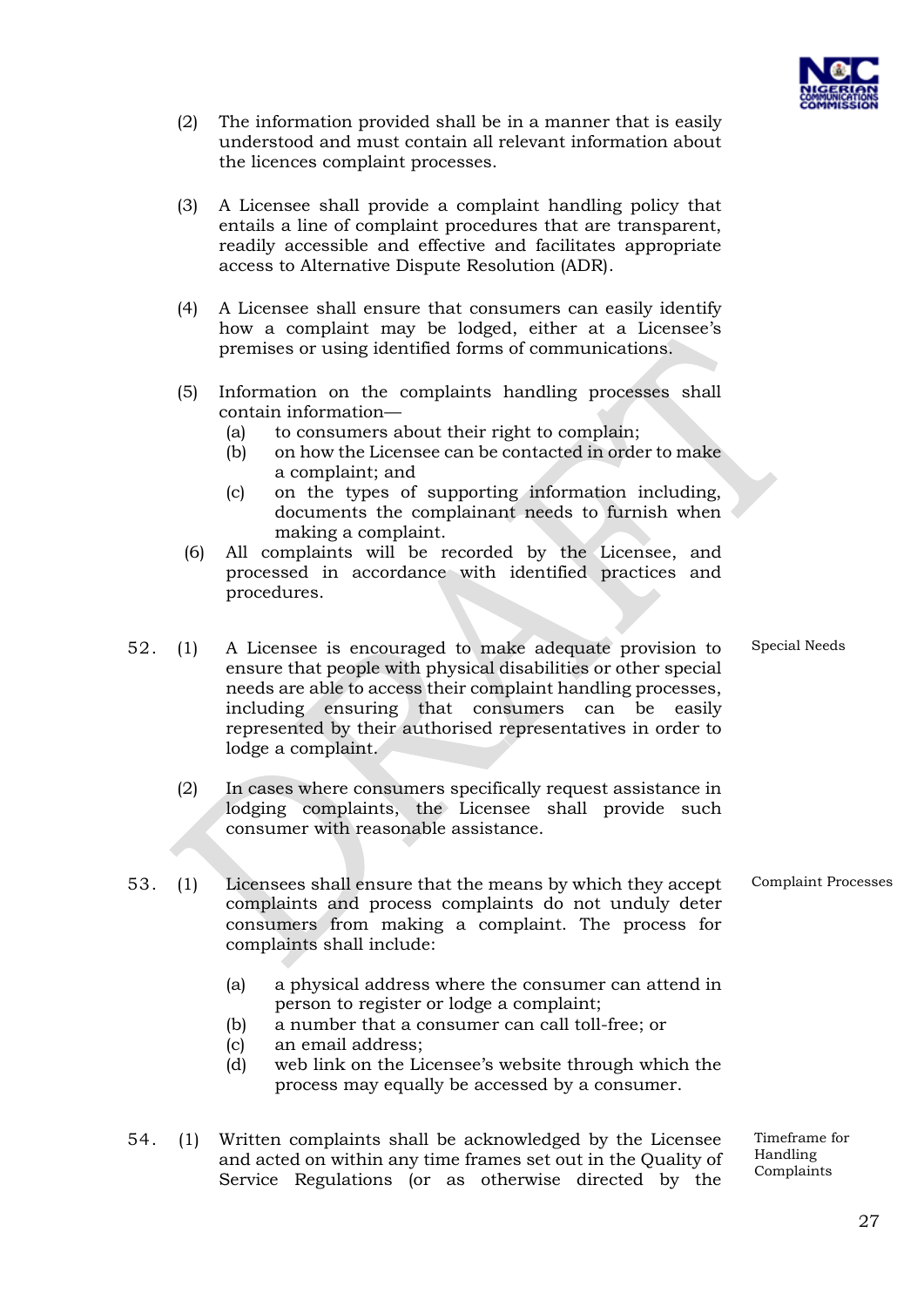(2) The information provided shall be in a manner that is easily understood and must contain all relevant information about the licences complaint processes.

(3) A Licensee shall provide a complaint handling policy that entails a line of complaint procedures that are transparent, readily accessible and effective and facilitates appropriate access to Alternative Dispute Resolution (ADR).

(4) A Licensee shall ensure that consumers can easily identify how a complaint may be lodged, either at a Licensee's premises or using identified forms of communications.

(5) Information on the complaints handling processes shall contain information—

- (a) to consumers about their right to complain;
- (b) on how the Licensee can be contacted in order to make a complaint; and
- (c) on the types of supporting information including, documents the complainant needs to furnish when making a complaint.

(6) All complaints will be recorded by the Licensee, and processed in accordance with identified practices and procedures.

**52. Special Needs**

(1) A Licensee is encouraged to make adequate provision to ensure that people with physical disabilities or other special needs are able to access their complaint handling processes, including ensuring that consumers can be easily represented by their authorised representatives in order to lodge a complaint.

(2) In cases where consumers specifically request assistance in lodging complaints, the Licensee shall provide such consumer with reasonable assistance.

**53. Complaint Processes**

(1) Licensees shall ensure that the means by which they accept complaints and process complaints do not unduly deter consumers from making a complaint. The process for complaints shall include:

- (a) a physical address where the consumer can attend in person to register or lodge a complaint;
- (b) a number that a consumer can call toll-free; or
- (c) an email address;
- (d) web link on the Licensee's website through which the process may equally be accessed by a consumer.

**54. Timeframe for Handling Complaints**

(1) Written complaints shall be acknowledged by the Licensee and acted on within any time frames set out in the Quality of Service Regulations (or as otherwise directed by the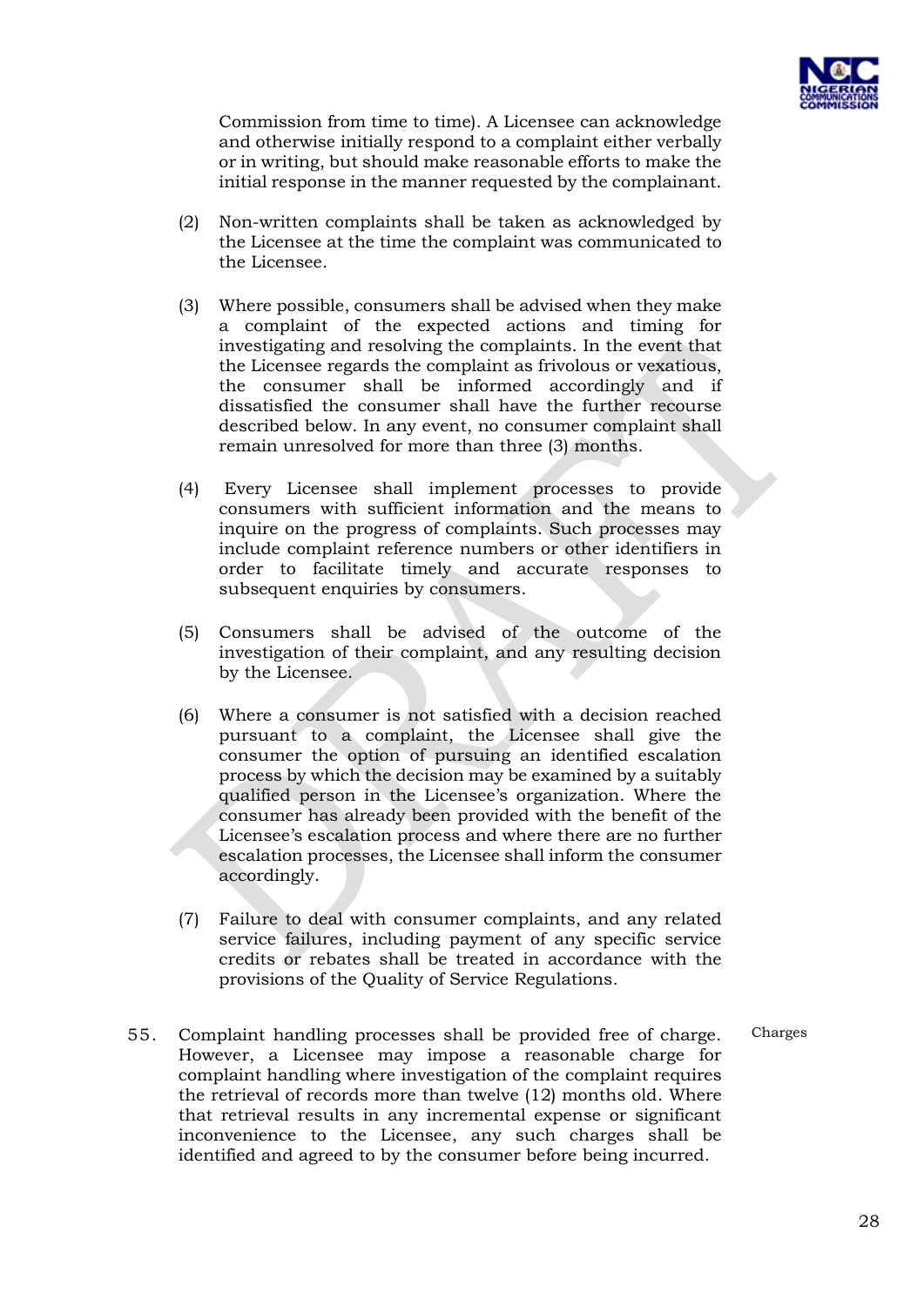Commission from time to time). A Licensee can acknowledge and otherwise initially respond to a complaint either verbally or in writing, but should make reasonable efforts to make the initial response in the manner requested by the complainant.

(2) Non-written complaints shall be taken as acknowledged by the Licensee at the time the complaint was communicated to the Licensee.

(3) Where possible, consumers shall be advised when they make a complaint of the expected actions and timing for investigating and resolving the complaints. In the event that the Licensee regards the complaint as frivolous or vexatious, the consumer shall be informed accordingly and if dissatisfied the consumer shall have the further recourse described below. In any event, no consumer complaint shall remain unresolved for more than three (3) months.

(4) Every Licensee shall implement processes to provide consumers with sufficient information and the means to inquire on the progress of complaints. Such processes may include complaint reference numbers or other identifiers in order to facilitate timely and accurate responses to subsequent enquiries by consumers.

(5) Consumers shall be advised of the outcome of the investigation of their complaint, and any resulting decision by the Licensee.

(6) Where a consumer is not satisfied with a decision reached pursuant to a complaint, the Licensee shall give the consumer the option of pursuing an identified escalation process by which the decision may be examined by a suitably qualified person in the Licensee's organization. Where the consumer has already been provided with the benefit of the Licensee's escalation process and where there are no further escalation processes, the Licensee shall inform the consumer accordingly.

(7) Failure to deal with consumer complaints, and any related service failures, including payment of any specific service credits or rebates shall be treated in accordance with the provisions of the Quality of Service Regulations.

55. Complaint handling processes shall be provided free of charge. However, a Licensee may impose a reasonable charge for complaint handling where investigation of the complaint requires the retrieval of records more than twelve (12) months old. Where that retrieval results in any incremental expense or significant inconvenience to the Licensee, any such charges shall be identified and agreed to by the consumer before being incurred. *Charges*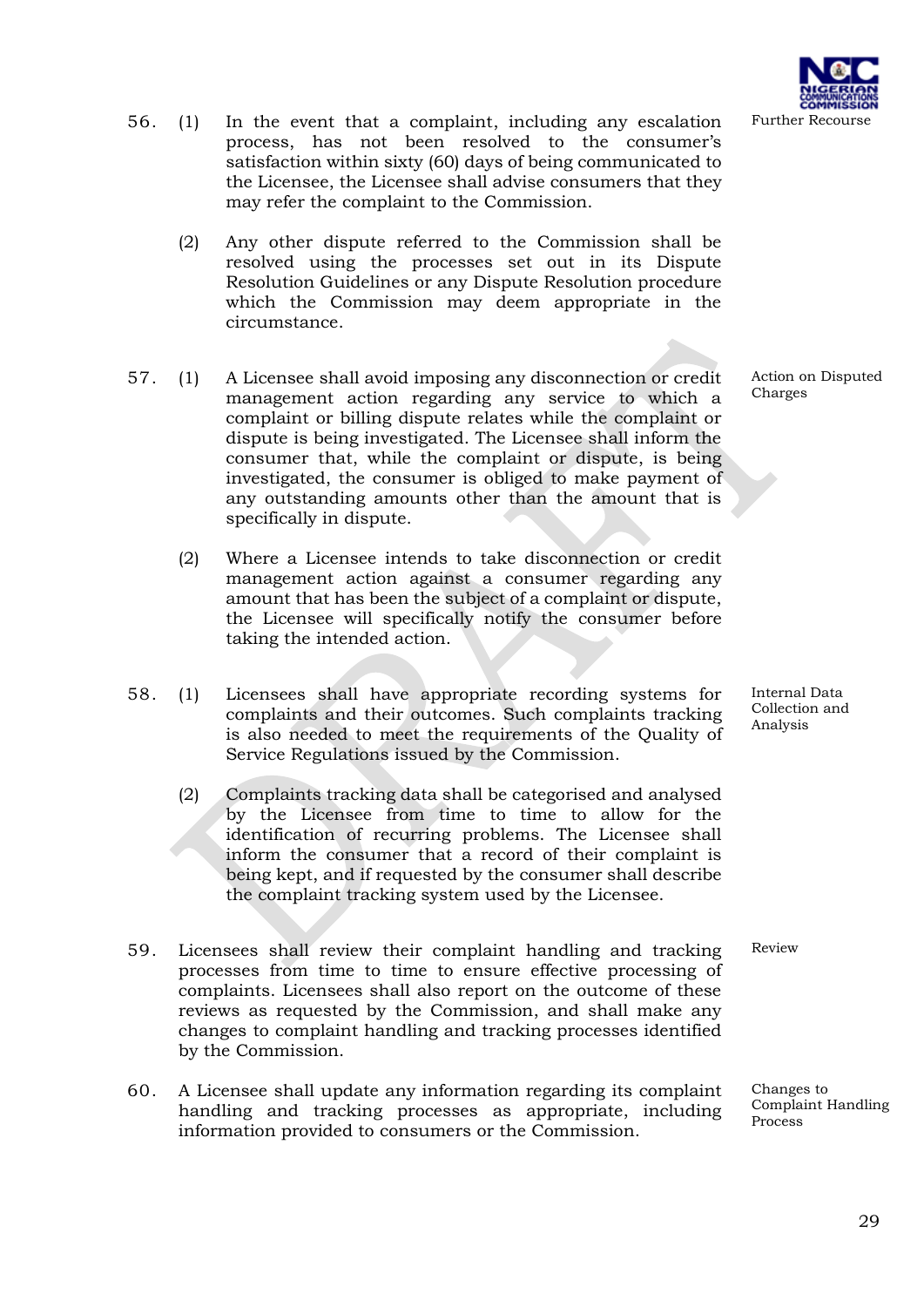**Further Recourse**

56. (1) In the event that a complaint, including any escalation process, has not been resolved to the consumer's satisfaction within sixty (60) days of being communicated to the Licensee, the Licensee shall advise consumers that they may refer the complaint to the Commission.

(2) Any other dispute referred to the Commission shall be resolved using the processes set out in its Dispute Resolution Guidelines or any Dispute Resolution procedure which the Commission may deem appropriate in the circumstance.

**Action on Disputed Charges**

57. (1) A Licensee shall avoid imposing any disconnection or credit management action regarding any service to which a complaint or billing dispute relates while the complaint or dispute is being investigated. The Licensee shall inform the consumer that, while the complaint or dispute, is being investigated, the consumer is obliged to make payment of any outstanding amounts other than the amount that is specifically in dispute.

(2) Where a Licensee intends to take disconnection or credit management action against a consumer regarding any amount that has been the subject of a complaint or dispute, the Licensee will specifically notify the consumer before taking the intended action.

**Internal Data Collection and Analysis**

58. (1) Licensees shall have appropriate recording systems for complaints and their outcomes. Such complaints tracking is also needed to meet the requirements of the Quality of Service Regulations issued by the Commission.

(2) Complaints tracking data shall be categorised and analysed by the Licensee from time to time to allow for the identification of recurring problems. The Licensee shall inform the consumer that a record of their complaint is being kept, and if requested by the consumer shall describe the complaint tracking system used by the Licensee.

**Review**

59. Licensees shall review their complaint handling and tracking processes from time to time to ensure effective processing of complaints. Licensees shall also report on the outcome of these reviews as requested by the Commission, and shall make any changes to complaint handling and tracking processes identified by the Commission.

**Changes to Complaint Handling Process**

60. A Licensee shall update any information regarding its complaint handling and tracking processes as appropriate, including information provided to consumers or the Commission.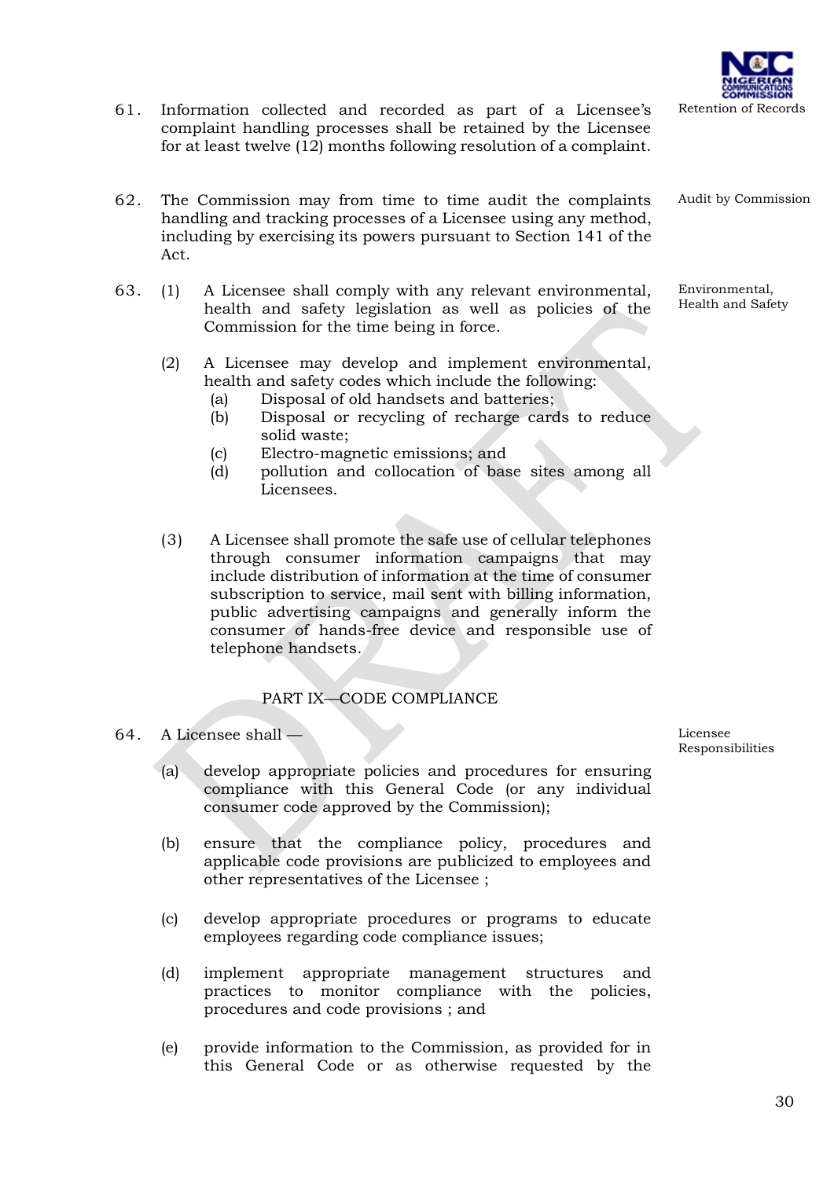61. Information collected and recorded as part of a Licensee's complaint handling processes shall be retained by the Licensee for at least twelve (12) months following resolution of a complaint. *Retention of Records*

62. The Commission may from time to time audit the complaints handling and tracking processes of a Licensee using any method, including by exercising its powers pursuant to Section 141 of the Act. *Audit by Commission*

63. (1) A Licensee shall comply with any relevant environmental, health and safety legislation as well as policies of the Commission for the time being in force. *Environmental, Health and Safety*

(2) A Licensee may develop and implement environmental, health and safety codes which include the following:

- (a) Disposal of old handsets and batteries;
- (b) Disposal or recycling of recharge cards to reduce solid waste;
- (c) Electro-magnetic emissions; and
- (d) pollution and collocation of base sites among all Licensees.

(3) A Licensee shall promote the safe use of cellular telephones through consumer information campaigns that may include distribution of information at the time of consumer subscription to service, mail sent with billing information, public advertising campaigns and generally inform the consumer of hands-free device and responsible use of telephone handsets.

## PART IX—CODE COMPLIANCE

64. A Licensee shall — *Licensee Responsibilities*

(a) develop appropriate policies and procedures for ensuring compliance with this General Code (or any individual consumer code approved by the Commission);

(b) ensure that the compliance policy, procedures and applicable code provisions are publicized to employees and other representatives of the Licensee ;

(c) develop appropriate procedures or programs to educate employees regarding code compliance issues;

(d) implement appropriate management structures and practices to monitor compliance with the policies, procedures and code provisions ; and

(e) provide information to the Commission, as provided for in this General Code or as otherwise requested by the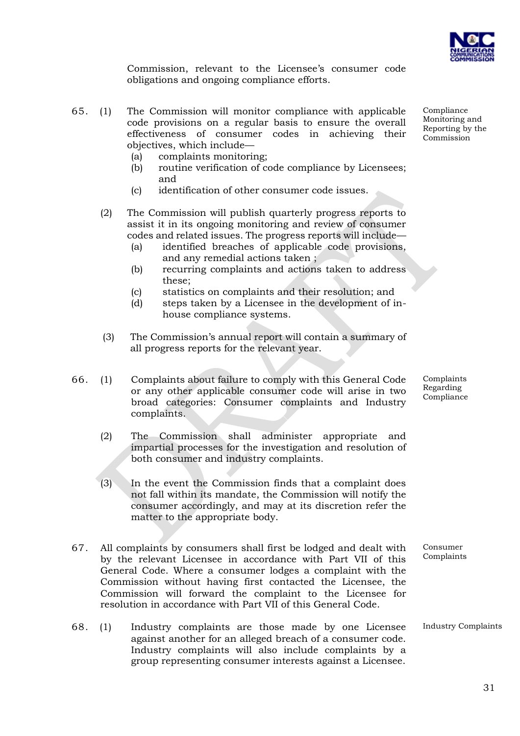Commission, relevant to the Licensee's consumer code obligations and ongoing compliance efforts.

**Compliance Monitoring and Reporting by the Commission**

65. (1) The Commission will monitor compliance with applicable code provisions on a regular basis to ensure the overall effectiveness of consumer codes in achieving their objectives, which include—

   (a) complaints monitoring;

   (b) routine verification of code compliance by Licensees; and

   (c) identification of other consumer code issues.

(2) The Commission will publish quarterly progress reports to assist it in its ongoing monitoring and review of consumer codes and related issues. The progress reports will include—

   (a) identified breaches of applicable code provisions, and any remedial actions taken ;

   (b) recurring complaints and actions taken to address these;

   (c) statistics on complaints and their resolution; and

   (d) steps taken by a Licensee in the development of in-house compliance systems.

(3) The Commission's annual report will contain a summary of all progress reports for the relevant year.

**Complaints Regarding Compliance**

66. (1) Complaints about failure to comply with this General Code or any other applicable consumer code will arise in two broad categories: Consumer complaints and Industry complaints.

(2) The Commission shall administer appropriate and impartial processes for the investigation and resolution of both consumer and industry complaints.

(3) In the event the Commission finds that a complaint does not fall within its mandate, the Commission will notify the consumer accordingly, and may at its discretion refer the matter to the appropriate body.

**Consumer Complaints**

67. All complaints by consumers shall first be lodged and dealt with by the relevant Licensee in accordance with Part VII of this General Code. Where a consumer lodges a complaint with the Commission without having first contacted the Licensee, the Commission will forward the complaint to the Licensee for resolution in accordance with Part VII of this General Code.

**Industry Complaints**

68. (1) Industry complaints are those made by one Licensee against another for an alleged breach of a consumer code. Industry complaints will also include complaints by a group representing consumer interests against a Licensee.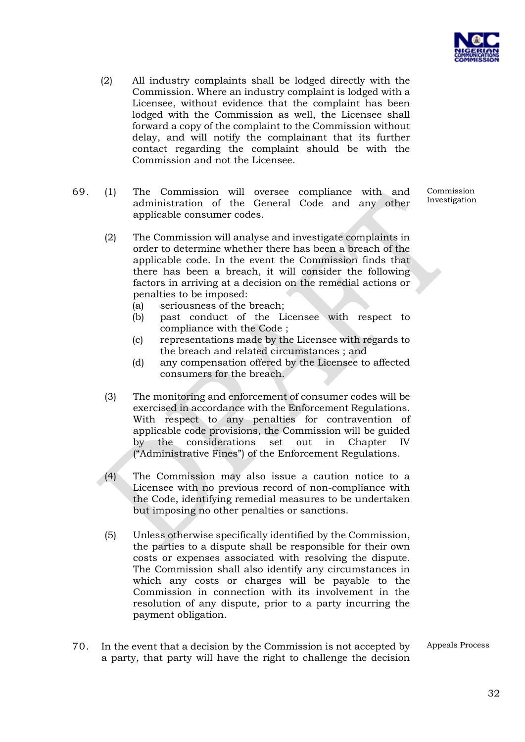(2) All industry complaints shall be lodged directly with the Commission. Where an industry complaint is lodged with a Licensee, without evidence that the complaint has been lodged with the Commission as well, the Licensee shall forward a copy of the complaint to the Commission without delay, and will notify the complainant that its further contact regarding the complaint should be with the Commission and not the Licensee.

**Commission Investigation**

69\. (1) The Commission will oversee compliance with and administration of the General Code and any other applicable consumer codes.

(2) The Commission will analyse and investigate complaints in order to determine whether there has been a breach of the applicable code. In the event the Commission finds that there has been a breach, it will consider the following factors in arriving at a decision on the remedial actions or penalties to be imposed:

- (a) seriousness of the breach;
- (b) past conduct of the Licensee with respect to compliance with the Code ;
- (c) representations made by the Licensee with regards to the breach and related circumstances ; and
- (d) any compensation offered by the Licensee to affected consumers for the breach.

(3) The monitoring and enforcement of consumer codes will be exercised in accordance with the Enforcement Regulations. With respect to any penalties for contravention of applicable code provisions, the Commission will be guided by the considerations set out in Chapter IV ("Administrative Fines") of the Enforcement Regulations.

(4) The Commission may also issue a caution notice to a Licensee with no previous record of non-compliance with the Code, identifying remedial measures to be undertaken but imposing no other penalties or sanctions.

(5) Unless otherwise specifically identified by the Commission, the parties to a dispute shall be responsible for their own costs or expenses associated with resolving the dispute. The Commission shall also identify any circumstances in which any costs or charges will be payable to the Commission in connection with its involvement in the resolution of any dispute, prior to a party incurring the payment obligation.

**Appeals Process**

70\. In the event that a decision by the Commission is not accepted by a party, that party will have the right to challenge the decision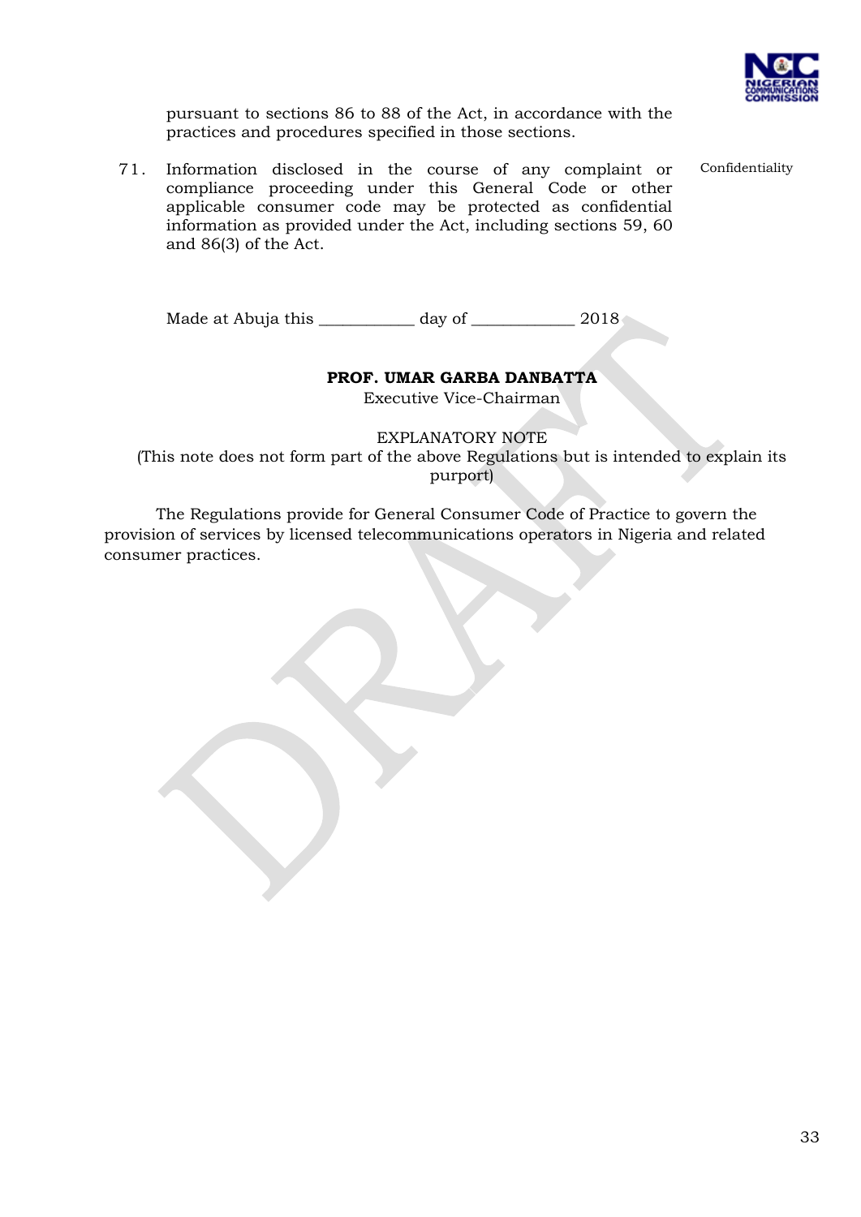pursuant to sections 86 to 88 of the Act, in accordance with the practices and procedures specified in those sections.

71. Information disclosed in the course of any complaint or compliance proceeding under this General Code or other applicable consumer code may be protected as confidential information as provided under the Act, including sections 59, 60 and 86(3) of the Act.

Confidentiality

Made at Abuja this ___________ day of ____________ 2018

**PROF. UMAR GARBA DANBATTA**
Executive Vice-Chairman

EXPLANATORY NOTE
(This note does not form part of the above Regulations but is intended to explain its purport)

The Regulations provide for General Consumer Code of Practice to govern the provision of services by licensed telecommunications operators in Nigeria and related consumer practices.